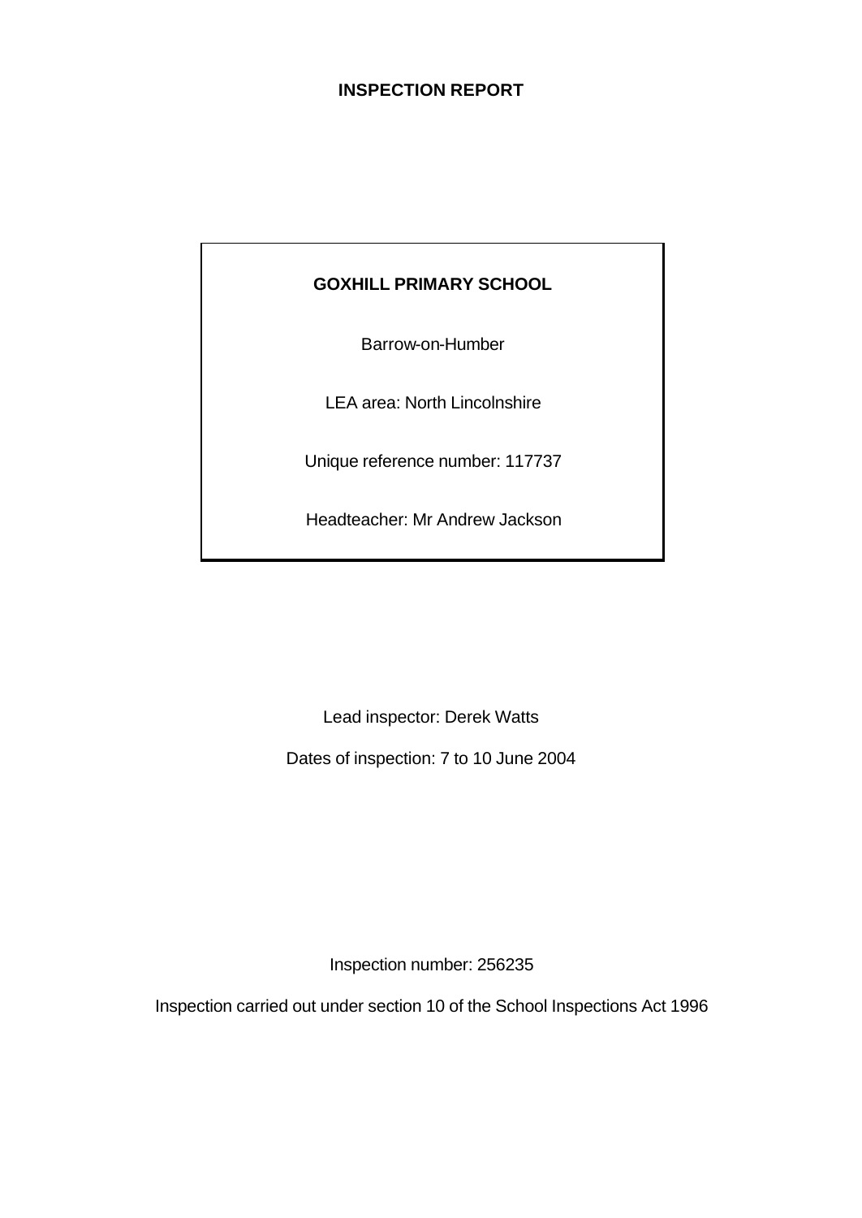# INSPECTION REPORT

**GOXHILL PRIMARY SCHOOL**

Barrow-on-Humber

LEA area: North Lincolnshire

Unique reference number: 117737

Headteacher: Mr Andrew Jackson

Lead inspector: Derek Watts

Dates of inspection: 7 to 10 June 2004

Inspection number: 256235

Inspection carried out under section 10 of the School Inspections Act 1996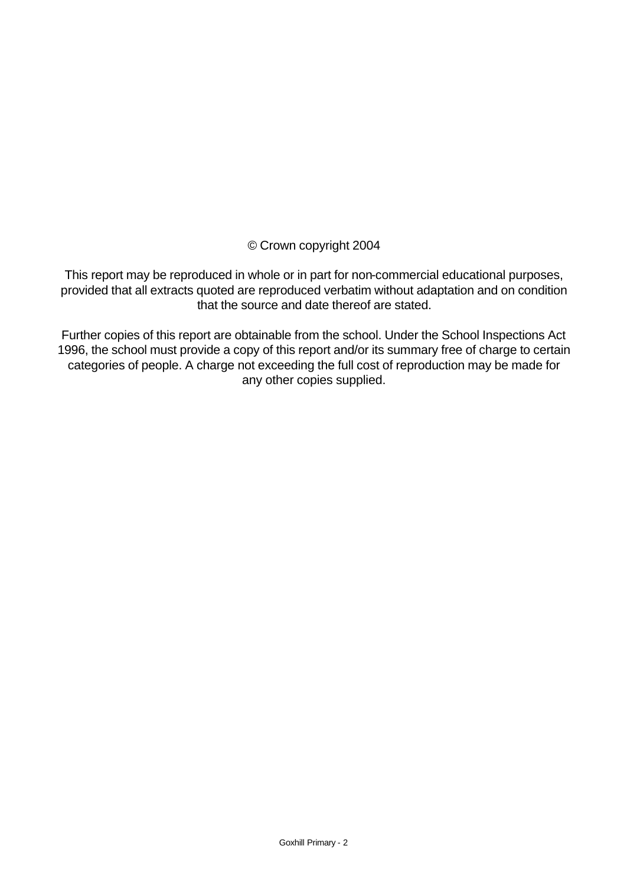© Crown copyright 2004

This report may be reproduced in whole or in part for non-commercial educational purposes, provided that all extracts quoted are reproduced verbatim without adaptation and on condition that the source and date thereof are stated.

Further copies of this report are obtainable from the school. Under the School Inspections Act 1996, the school must provide a copy of this report and/or its summary free of charge to certain categories of people. A charge not exceeding the full cost of reproduction may be made for any other copies supplied.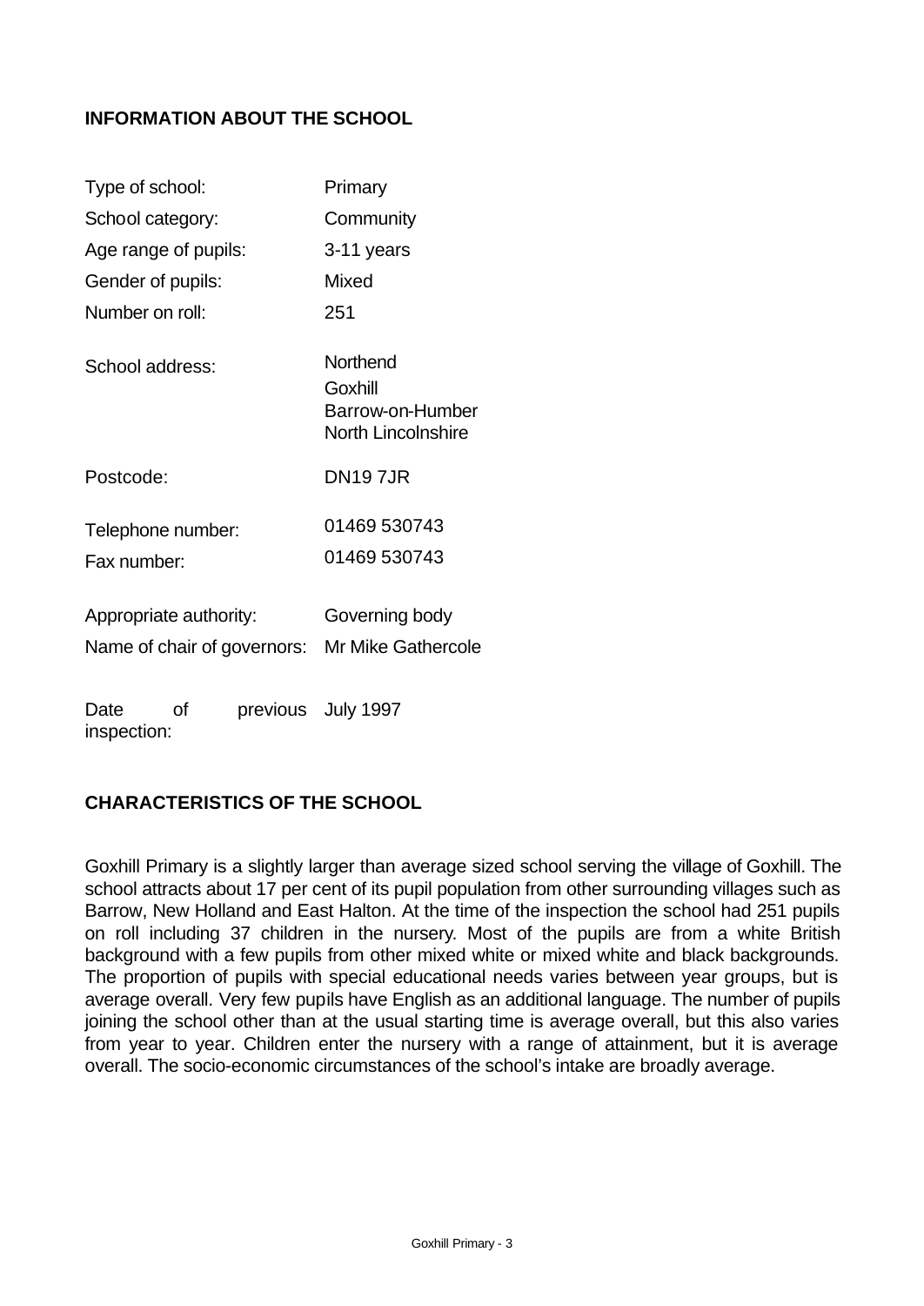## INFORMATION ABOUT THE SCHOOL

| | |
|---|---|
| Type of school: | Primary |
| School category: | Community |
| Age range of pupils: | 3-11 years |
| Gender of pupils: | Mixed |
| Number on roll: | 251 |
| School address: | Northend<br>Goxhill<br>Barrow-on-Humber<br>North Lincolnshire |
| Postcode: | DN19 7JR |
| Telephone number: | 01469 530743 |
| Fax number: | 01469 530743 |
| Appropriate authority: | Governing body |
| Name of chair of governors: | Mr Mike Gathercole |
| Date of previous inspection: | July 1997 |

## CHARACTERISTICS OF THE SCHOOL

Goxhill Primary is a slightly larger than average sized school serving the village of Goxhill. The school attracts about 17 per cent of its pupil population from other surrounding villages such as Barrow, New Holland and East Halton. At the time of the inspection the school had 251 pupils on roll including 37 children in the nursery. Most of the pupils are from a white British background with a few pupils from other mixed white or mixed white and black backgrounds. The proportion of pupils with special educational needs varies between year groups, but is average overall. Very few pupils have English as an additional language. The number of pupils joining the school other than at the usual starting time is average overall, but this also varies from year to year. Children enter the nursery with a range of attainment, but it is average overall. The socio-economic circumstances of the school's intake are broadly average.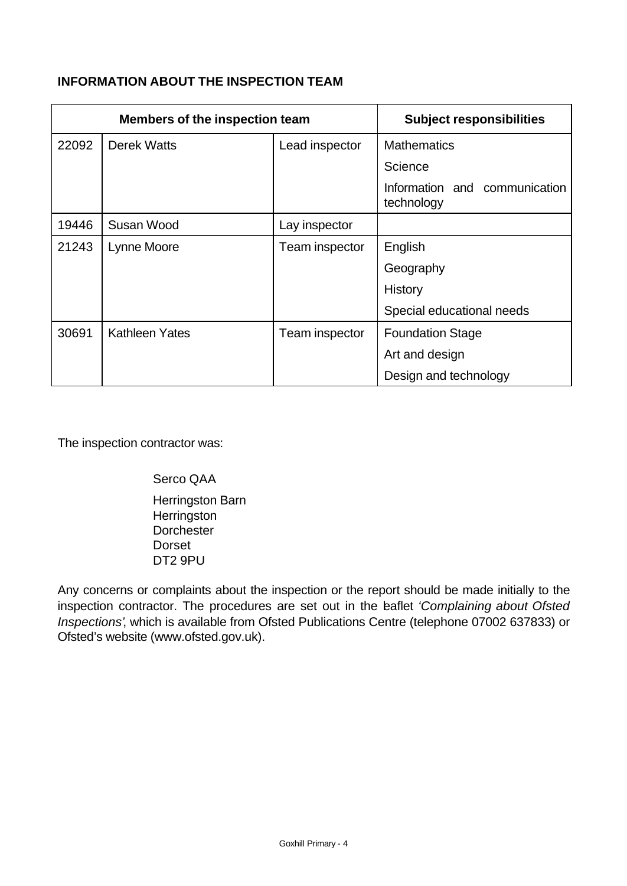**INFORMATION ABOUT THE INSPECTION TEAM**

| Members of the inspection team | | | Subject responsibilities |
|---|---|---|---|
| 22092 | Derek Watts | Lead inspector | Mathematics |
| | | | Science |
| | | | Information and communication technology |
| 19446 | Susan Wood | Lay inspector | |
| 21243 | Lynne Moore | Team inspector | English |
| | | | Geography |
| | | | History |
| | | | Special educational needs |
| 30691 | Kathleen Yates | Team inspector | Foundation Stage |
| | | | Art and design |
| | | | Design and technology |

The inspection contractor was:

Serco QAA

Herringston Barn
Herringston
Dorchester
Dorset
DT2 9PU

Any concerns or complaints about the inspection or the report should be made initially to the inspection contractor. The procedures are set out in the leaflet *'Complaining about Ofsted Inspections'*, which is available from Ofsted Publications Centre (telephone 07002 637833) or Ofsted's website (www.ofsted.gov.uk).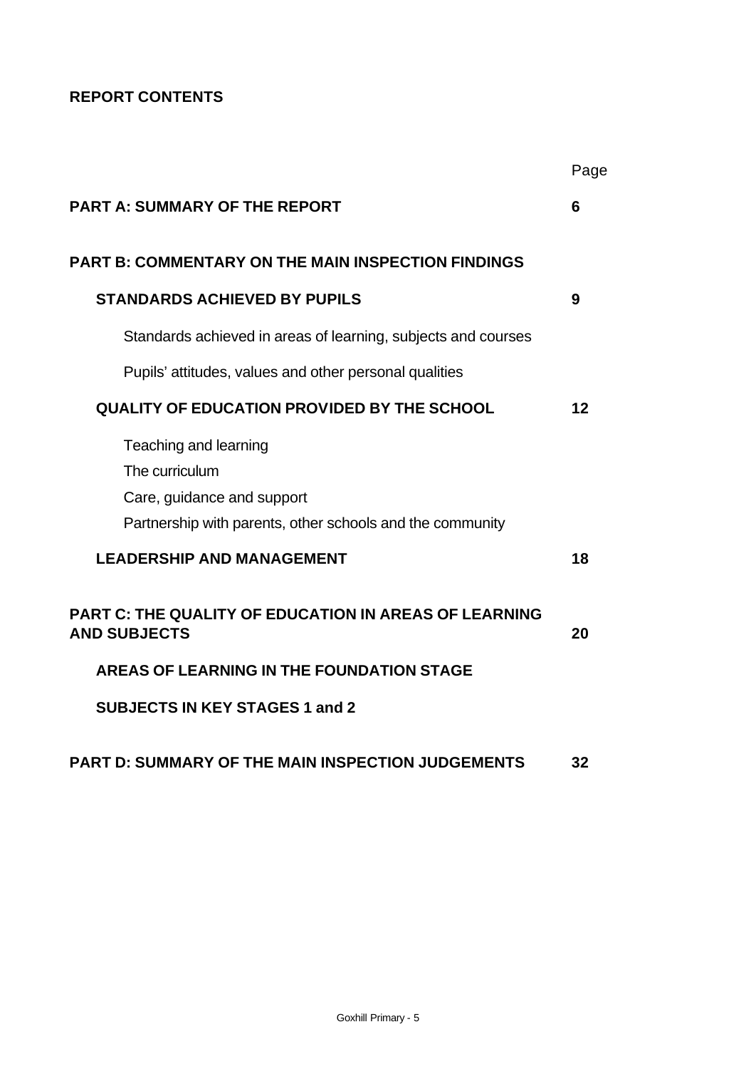**REPORT CONTENTS**

| | Page |
|---|---|
| **PART A: SUMMARY OF THE REPORT** | **6** |
| **PART B: COMMENTARY ON THE MAIN INSPECTION FINDINGS** | |
| **STANDARDS ACHIEVED BY PUPILS** | **9** |
| Standards achieved in areas of learning, subjects and courses | |
| Pupils' attitudes, values and other personal qualities | |
| **QUALITY OF EDUCATION PROVIDED BY THE SCHOOL** | **12** |
| Teaching and learning | |
| The curriculum | |
| Care, guidance and support | |
| Partnership with parents, other schools and the community | |
| **LEADERSHIP AND MANAGEMENT** | **18** |
| **PART C: THE QUALITY OF EDUCATION IN AREAS OF LEARNING AND SUBJECTS** | **20** |
| **AREAS OF LEARNING IN THE FOUNDATION STAGE** | |
| **SUBJECTS IN KEY STAGES 1 and 2** | |
| **PART D: SUMMARY OF THE MAIN INSPECTION JUDGEMENTS** | **32** |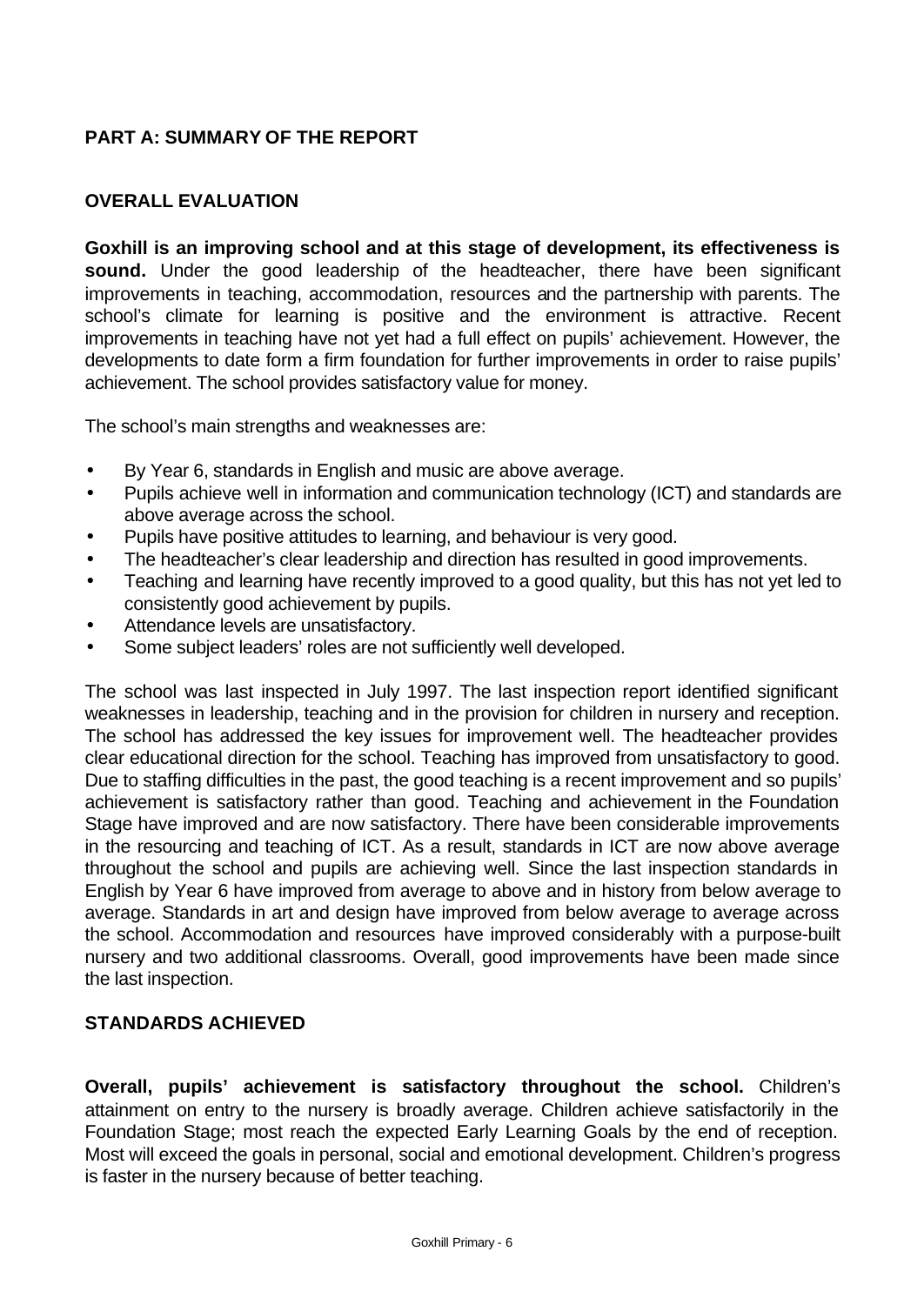## PART A: SUMMARY OF THE REPORT

### OVERALL EVALUATION

**Goxhill is an improving school and at this stage of development, its effectiveness is sound.** Under the good leadership of the headteacher, there have been significant improvements in teaching, accommodation, resources and the partnership with parents. The school's climate for learning is positive and the environment is attractive. Recent improvements in teaching have not yet had a full effect on pupils' achievement. However, the developments to date form a firm foundation for further improvements in order to raise pupils' achievement. The school provides satisfactory value for money.

The school's main strengths and weaknesses are:

- By Year 6, standards in English and music are above average.
- Pupils achieve well in information and communication technology (ICT) and standards are above average across the school.
- Pupils have positive attitudes to learning, and behaviour is very good.
- The headteacher's clear leadership and direction has resulted in good improvements.
- Teaching and learning have recently improved to a good quality, but this has not yet led to consistently good achievement by pupils.
- Attendance levels are unsatisfactory.
- Some subject leaders' roles are not sufficiently well developed.

The school was last inspected in July 1997. The last inspection report identified significant weaknesses in leadership, teaching and in the provision for children in nursery and reception. The school has addressed the key issues for improvement well. The headteacher provides clear educational direction for the school. Teaching has improved from unsatisfactory to good. Due to staffing difficulties in the past, the good teaching is a recent improvement and so pupils' achievement is satisfactory rather than good. Teaching and achievement in the Foundation Stage have improved and are now satisfactory. There have been considerable improvements in the resourcing and teaching of ICT. As a result, standards in ICT are now above average throughout the school and pupils are achieving well. Since the last inspection standards in English by Year 6 have improved from average to above and in history from below average to average. Standards in art and design have improved from below average to average across the school. Accommodation and resources have improved considerably with a purpose-built nursery and two additional classrooms. Overall, good improvements have been made since the last inspection.

### STANDARDS ACHIEVED

**Overall, pupils' achievement is satisfactory throughout the school.** Children's attainment on entry to the nursery is broadly average. Children achieve satisfactorily in the Foundation Stage; most reach the expected Early Learning Goals by the end of reception. Most will exceed the goals in personal, social and emotional development. Children's progress is faster in the nursery because of better teaching.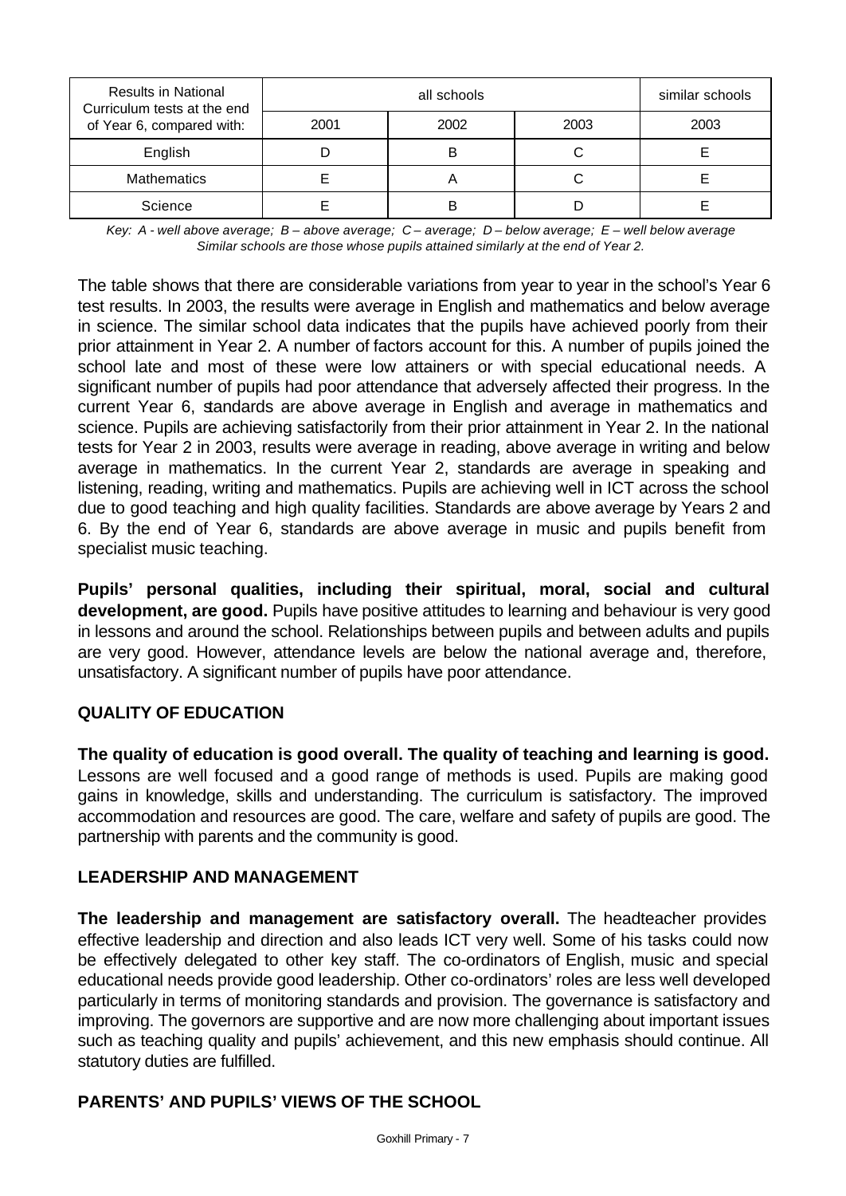| Results in National Curriculum tests at the end of Year 6, compared with: | all schools | | | similar schools |
|---|---|---|---|---|
| | 2001 | 2002 | 2003 | 2003 |
| English | D | B | C | E |
| Mathematics | E | A | C | E |
| Science | E | B | D | E |

*Key: A - well above average; B – above average; C – average; D – below average; E – well below average*
*Similar schools are those whose pupils attained similarly at the end of Year 2.*

The table shows that there are considerable variations from year to year in the school's Year 6 test results. In 2003, the results were average in English and mathematics and below average in science. The similar school data indicates that the pupils have achieved poorly from their prior attainment in Year 2. A number of factors account for this. A number of pupils joined the school late and most of these were low attainers or with special educational needs. A significant number of pupils had poor attendance that adversely affected their progress. In the current Year 6, standards are above average in English and average in mathematics and science. Pupils are achieving satisfactorily from their prior attainment in Year 2. In the national tests for Year 2 in 2003, results were average in reading, above average in writing and below average in mathematics. In the current Year 2, standards are average in speaking and listening, reading, writing and mathematics. Pupils are achieving well in ICT across the school due to good teaching and high quality facilities. Standards are above average by Years 2 and 6. By the end of Year 6, standards are above average in music and pupils benefit from specialist music teaching.

**Pupils' personal qualities, including their spiritual, moral, social and cultural development, are good.** Pupils have positive attitudes to learning and behaviour is very good in lessons and around the school. Relationships between pupils and between adults and pupils are very good. However, attendance levels are below the national average and, therefore, unsatisfactory. A significant number of pupils have poor attendance.

## QUALITY OF EDUCATION

**The quality of education is good overall. The quality of teaching and learning is good.** Lessons are well focused and a good range of methods is used. Pupils are making good gains in knowledge, skills and understanding. The curriculum is satisfactory. The improved accommodation and resources are good. The care, welfare and safety of pupils are good. The partnership with parents and the community is good.

## LEADERSHIP AND MANAGEMENT

**The leadership and management are satisfactory overall.** The headteacher provides effective leadership and direction and also leads ICT very well. Some of his tasks could now be effectively delegated to other key staff. The co-ordinators of English, music and special educational needs provide good leadership. Other co-ordinators' roles are less well developed particularly in terms of monitoring standards and provision. The governance is satisfactory and improving. The governors are supportive and are now more challenging about important issues such as teaching quality and pupils' achievement, and this new emphasis should continue. All statutory duties are fulfilled.

## PARENTS' AND PUPILS' VIEWS OF THE SCHOOL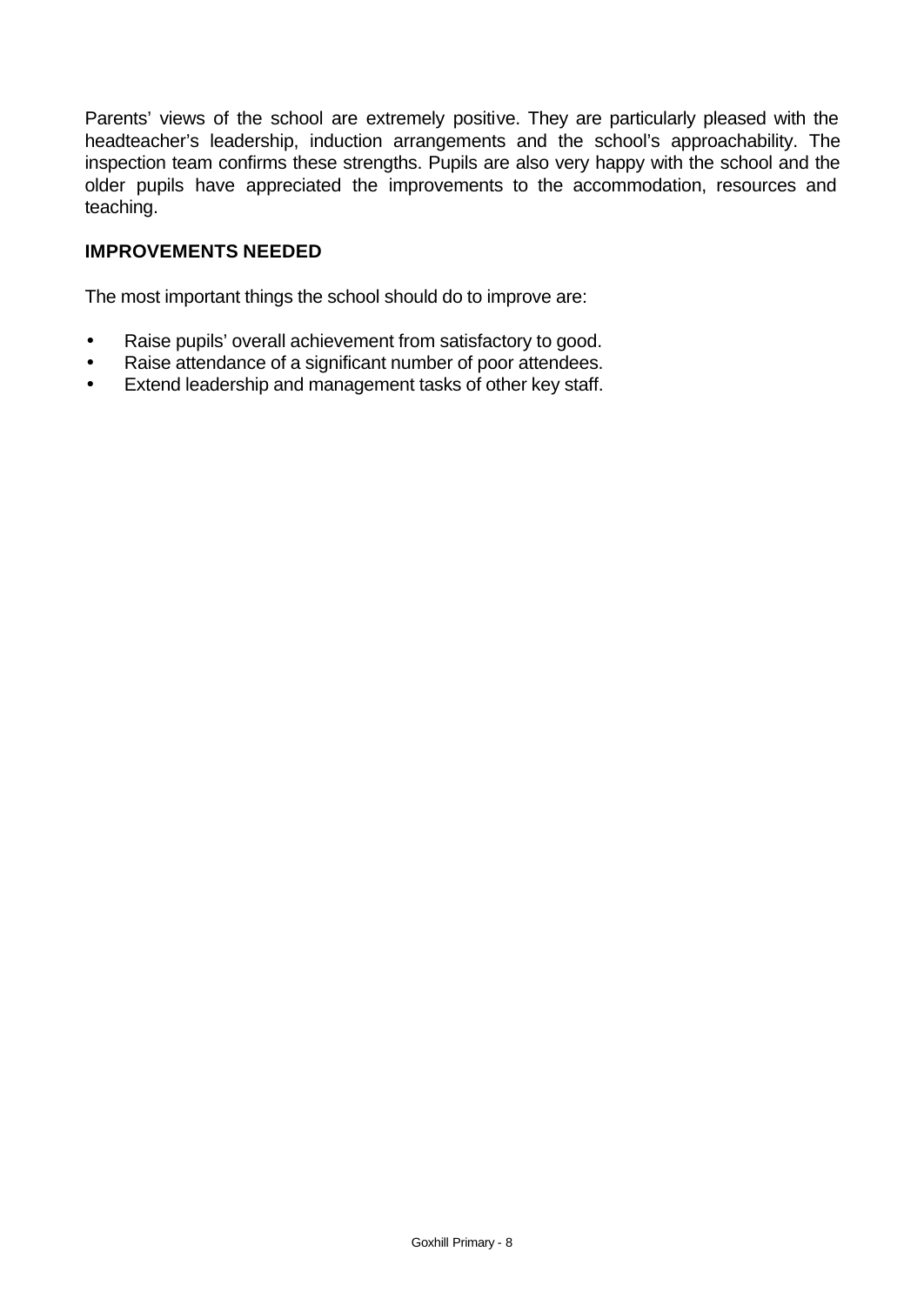Parents' views of the school are extremely positive. They are particularly pleased with the headteacher's leadership, induction arrangements and the school's approachability. The inspection team confirms these strengths. Pupils are also very happy with the school and the older pupils have appreciated the improvements to the accommodation, resources and teaching.

## IMPROVEMENTS NEEDED

The most important things the school should do to improve are:

- Raise pupils' overall achievement from satisfactory to good.
- Raise attendance of a significant number of poor attendees.
- Extend leadership and management tasks of other key staff.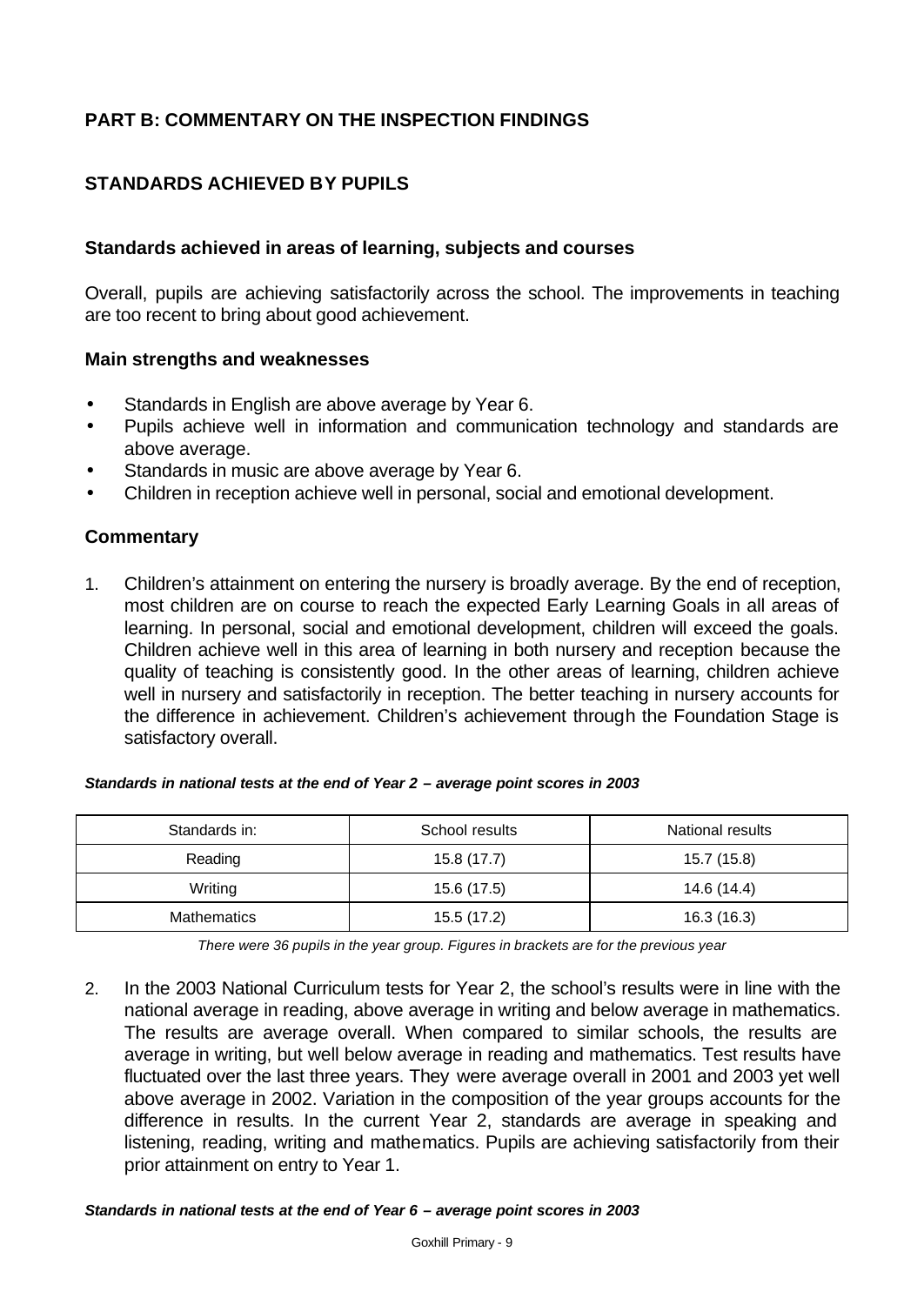## PART B: COMMENTARY ON THE INSPECTION FINDINGS

## STANDARDS ACHIEVED BY PUPILS

### Standards achieved in areas of learning, subjects and courses

Overall, pupils are achieving satisfactorily across the school. The improvements in teaching are too recent to bring about good achievement.

### Main strengths and weaknesses

- Standards in English are above average by Year 6.
- Pupils achieve well in information and communication technology and standards are above average.
- Standards in music are above average by Year 6.
- Children in reception achieve well in personal, social and emotional development.

### Commentary

1. Children's attainment on entering the nursery is broadly average. By the end of reception, most children are on course to reach the expected Early Learning Goals in all areas of learning. In personal, social and emotional development, children will exceed the goals. Children achieve well in this area of learning in both nursery and reception because the quality of teaching is consistently good. In the other areas of learning, children achieve well in nursery and satisfactorily in reception. The better teaching in nursery accounts for the difference in achievement. Children's achievement through the Foundation Stage is satisfactory overall.

***Standards in national tests at the end of Year 2 – average point scores in 2003***

| Standards in: | School results | National results |
|---|---|---|
| Reading | 15.8 (17.7) | 15.7 (15.8) |
| Writing | 15.6 (17.5) | 14.6 (14.4) |
| Mathematics | 15.5 (17.2) | 16.3 (16.3) |

*There were 36 pupils in the year group. Figures in brackets are for the previous year*

2. In the 2003 National Curriculum tests for Year 2, the school's results were in line with the national average in reading, above average in writing and below average in mathematics. The results are average overall. When compared to similar schools, the results are average in writing, but well below average in reading and mathematics. Test results have fluctuated over the last three years. They were average overall in 2001 and 2003 yet well above average in 2002. Variation in the composition of the year groups accounts for the difference in results. In the current Year 2, standards are average in speaking and listening, reading, writing and mathematics. Pupils are achieving satisfactorily from their prior attainment on entry to Year 1.

***Standards in national tests at the end of Year 6 – average point scores in 2003***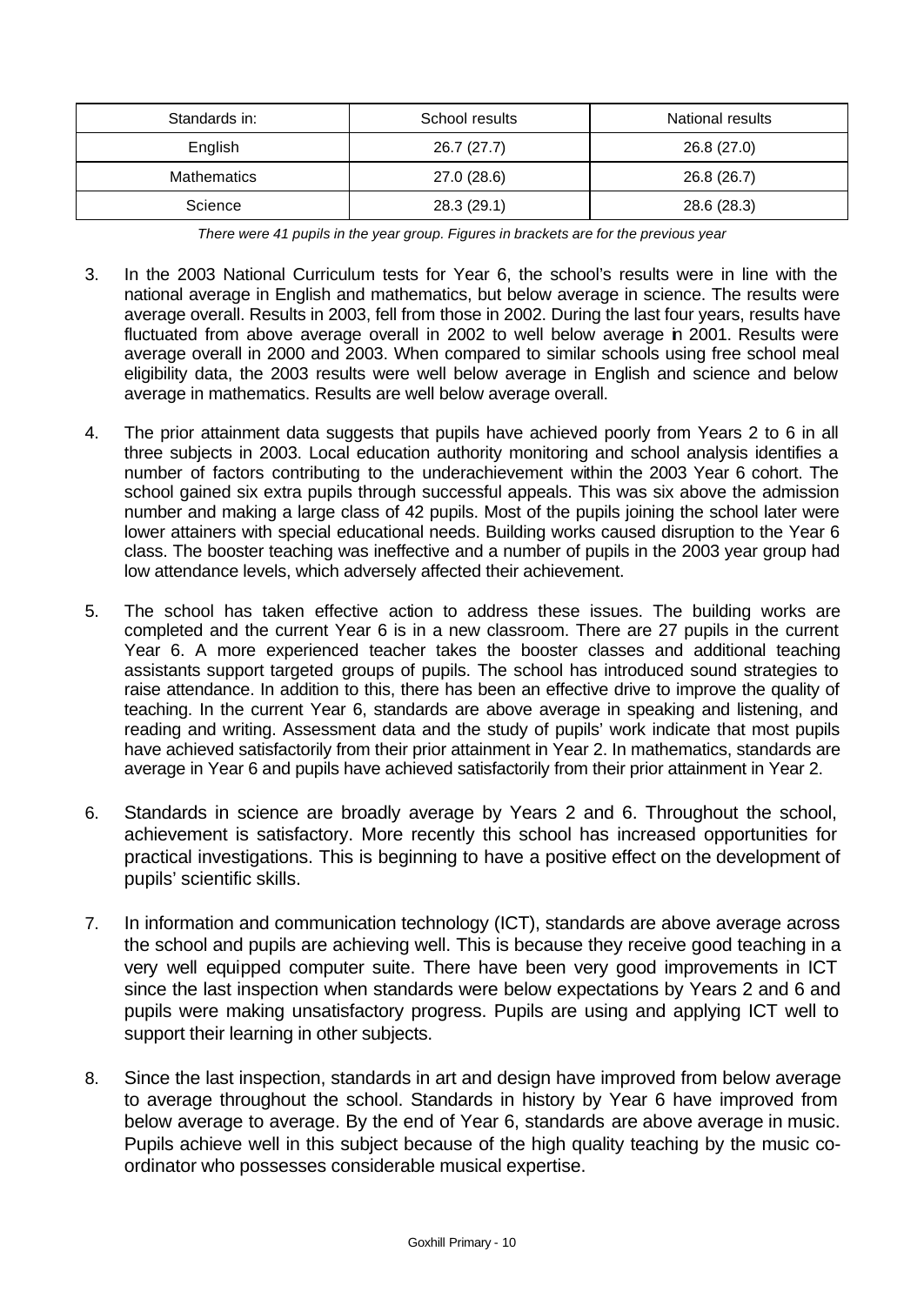| Standards in: | School results | National results |
| --- | --- | --- |
| English | 26.7 (27.7) | 26.8 (27.0) |
| Mathematics | 27.0 (28.6) | 26.8 (26.7) |
| Science | 28.3 (29.1) | 28.6 (28.3) |

*There were 41 pupils in the year group. Figures in brackets are for the previous year*

3. In the 2003 National Curriculum tests for Year 6, the school's results were in line with the national average in English and mathematics, but below average in science. The results were average overall. Results in 2003, fell from those in 2002. During the last four years, results have fluctuated from above average overall in 2002 to well below average in 2001. Results were average overall in 2000 and 2003. When compared to similar schools using free school meal eligibility data, the 2003 results were well below average in English and science and below average in mathematics. Results are well below average overall.

4. The prior attainment data suggests that pupils have achieved poorly from Years 2 to 6 in all three subjects in 2003. Local education authority monitoring and school analysis identifies a number of factors contributing to the underachievement within the 2003 Year 6 cohort. The school gained six extra pupils through successful appeals. This was six above the admission number and making a large class of 42 pupils. Most of the pupils joining the school later were lower attainers with special educational needs. Building works caused disruption to the Year 6 class. The booster teaching was ineffective and a number of pupils in the 2003 year group had low attendance levels, which adversely affected their achievement.

5. The school has taken effective action to address these issues. The building works are completed and the current Year 6 is in a new classroom. There are 27 pupils in the current Year 6. A more experienced teacher takes the booster classes and additional teaching assistants support targeted groups of pupils. The school has introduced sound strategies to raise attendance. In addition to this, there has been an effective drive to improve the quality of teaching. In the current Year 6, standards are above average in speaking and listening, and reading and writing. Assessment data and the study of pupils' work indicate that most pupils have achieved satisfactorily from their prior attainment in Year 2. In mathematics, standards are average in Year 6 and pupils have achieved satisfactorily from their prior attainment in Year 2.

6. Standards in science are broadly average by Years 2 and 6. Throughout the school, achievement is satisfactory. More recently this school has increased opportunities for practical investigations. This is beginning to have a positive effect on the development of pupils' scientific skills.

7. In information and communication technology (ICT), standards are above average across the school and pupils are achieving well. This is because they receive good teaching in a very well equipped computer suite. There have been very good improvements in ICT since the last inspection when standards were below expectations by Years 2 and 6 and pupils were making unsatisfactory progress. Pupils are using and applying ICT well to support their learning in other subjects.

8. Since the last inspection, standards in art and design have improved from below average to average throughout the school. Standards in history by Year 6 have improved from below average to average. By the end of Year 6, standards are above average in music. Pupils achieve well in this subject because of the high quality teaching by the music co-ordinator who possesses considerable musical expertise.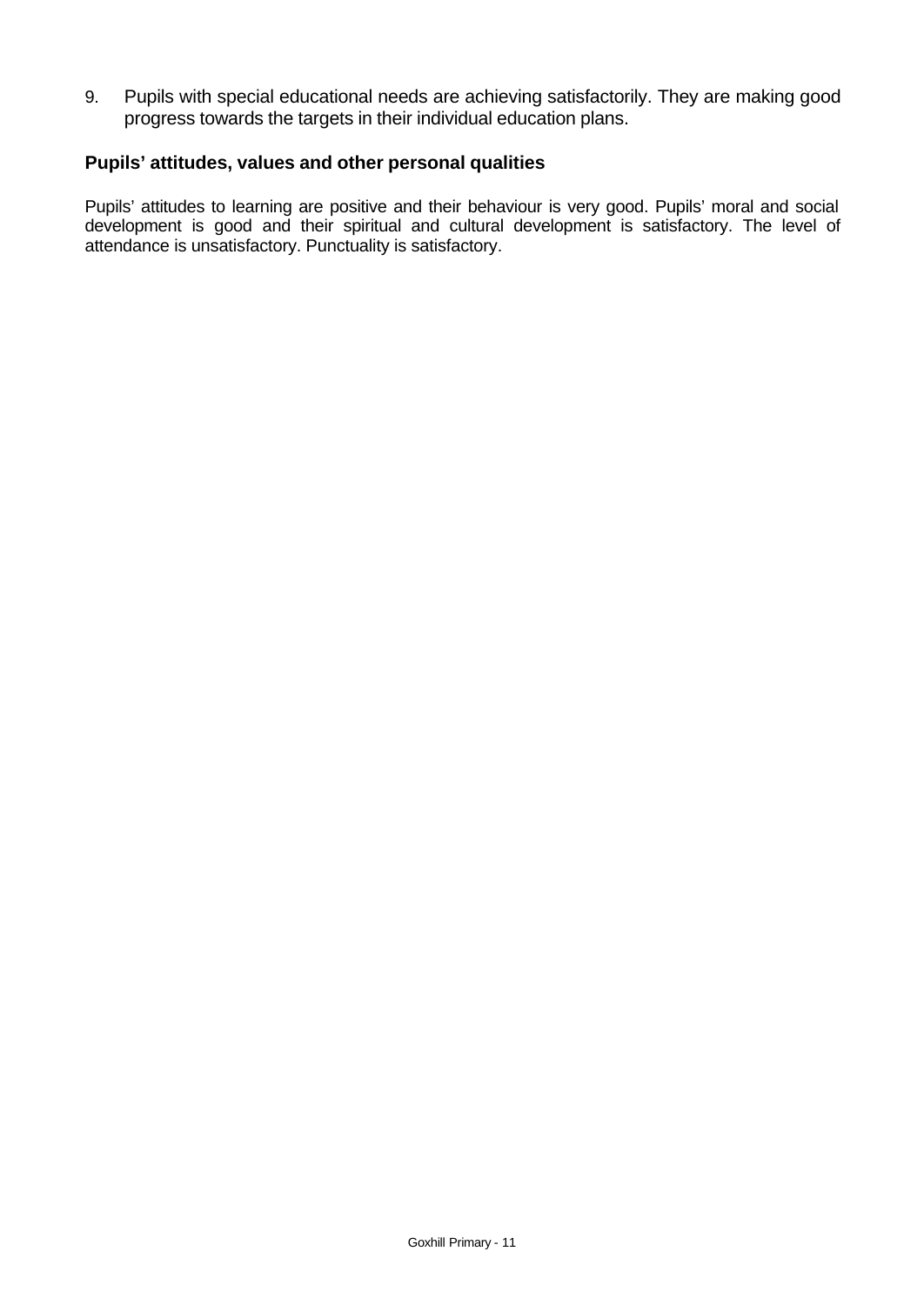9. Pupils with special educational needs are achieving satisfactorily. They are making good progress towards the targets in their individual education plans.

### Pupils' attitudes, values and other personal qualities

Pupils' attitudes to learning are positive and their behaviour is very good. Pupils' moral and social development is good and their spiritual and cultural development is satisfactory. The level of attendance is unsatisfactory. Punctuality is satisfactory.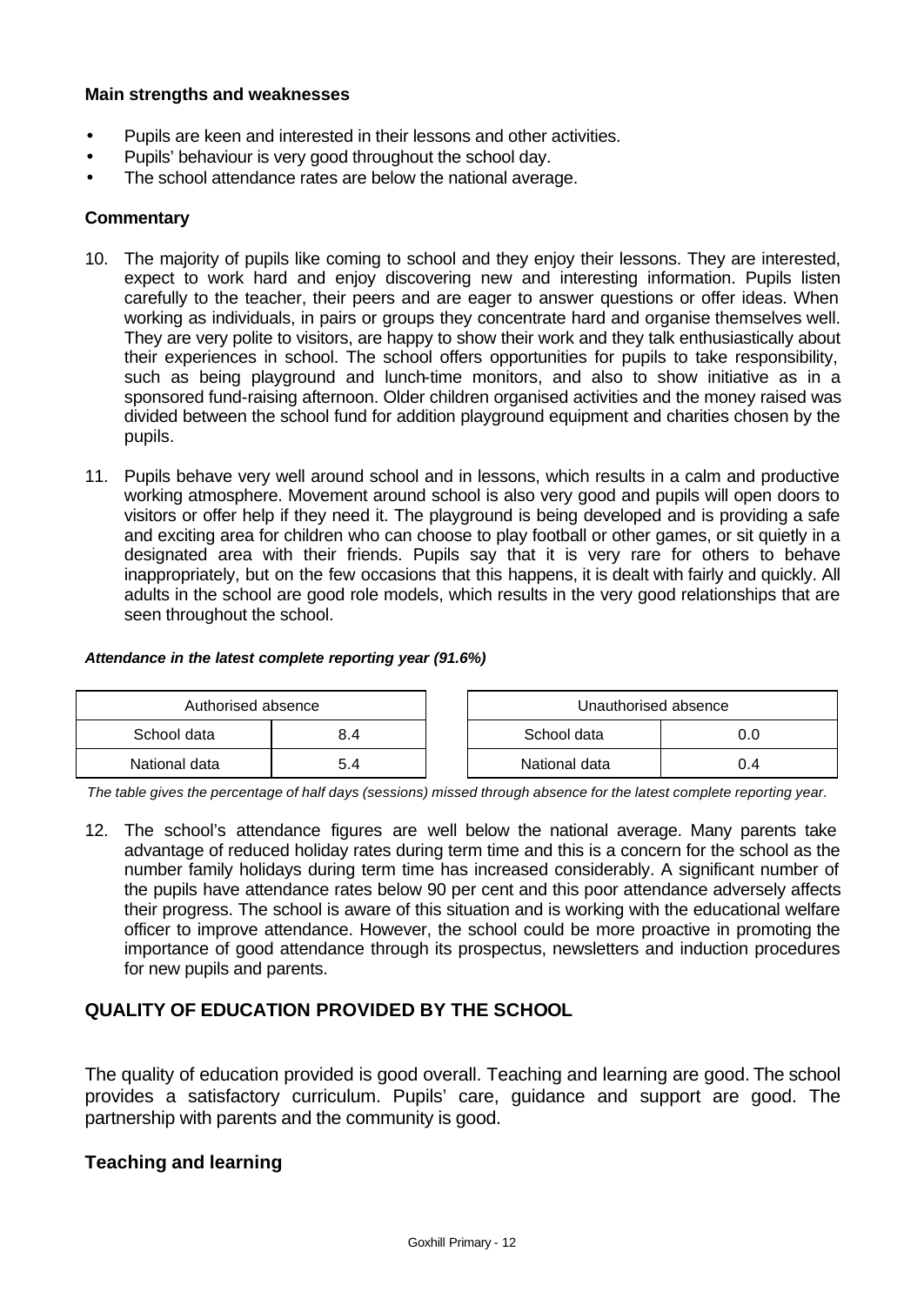**Main strengths and weaknesses**

- Pupils are keen and interested in their lessons and other activities.
- Pupils' behaviour is very good throughout the school day.
- The school attendance rates are below the national average.

**Commentary**

10. The majority of pupils like coming to school and they enjoy their lessons. They are interested, expect to work hard and enjoy discovering new and interesting information. Pupils listen carefully to the teacher, their peers and are eager to answer questions or offer ideas. When working as individuals, in pairs or groups they concentrate hard and organise themselves well. They are very polite to visitors, are happy to show their work and they talk enthusiastically about their experiences in school. The school offers opportunities for pupils to take responsibility, such as being playground and lunch-time monitors, and also to show initiative as in a sponsored fund-raising afternoon. Older children organised activities and the money raised was divided between the school fund for addition playground equipment and charities chosen by the pupils.

11. Pupils behave very well around school and in lessons, which results in a calm and productive working atmosphere. Movement around school is also very good and pupils will open doors to visitors or offer help if they need it. The playground is being developed and is providing a safe and exciting area for children who can choose to play football or other games, or sit quietly in a designated area with their friends. Pupils say that it is very rare for others to behave inappropriately, but on the few occasions that this happens, it is dealt with fairly and quickly. All adults in the school are good role models, which results in the very good relationships that are seen throughout the school.

***Attendance in the latest complete reporting year (91.6%)***

| Authorised absence | |
|---|---|
| School data | 8.4 |
| National data | 5.4 |

| Unauthorised absence | |
|---|---|
| School data | 0.0 |
| National data | 0.4 |

*The table gives the percentage of half days (sessions) missed through absence for the latest complete reporting year.*

12. The school's attendance figures are well below the national average. Many parents take advantage of reduced holiday rates during term time and this is a concern for the school as the number family holidays during term time has increased considerably. A significant number of the pupils have attendance rates below 90 per cent and this poor attendance adversely affects their progress. The school is aware of this situation and is working with the educational welfare officer to improve attendance. However, the school could be more proactive in promoting the importance of good attendance through its prospectus, newsletters and induction procedures for new pupils and parents.

## QUALITY OF EDUCATION PROVIDED BY THE SCHOOL

The quality of education provided is good overall. Teaching and learning are good. The school provides a satisfactory curriculum. Pupils' care, guidance and support are good. The partnership with parents and the community is good.

### Teaching and learning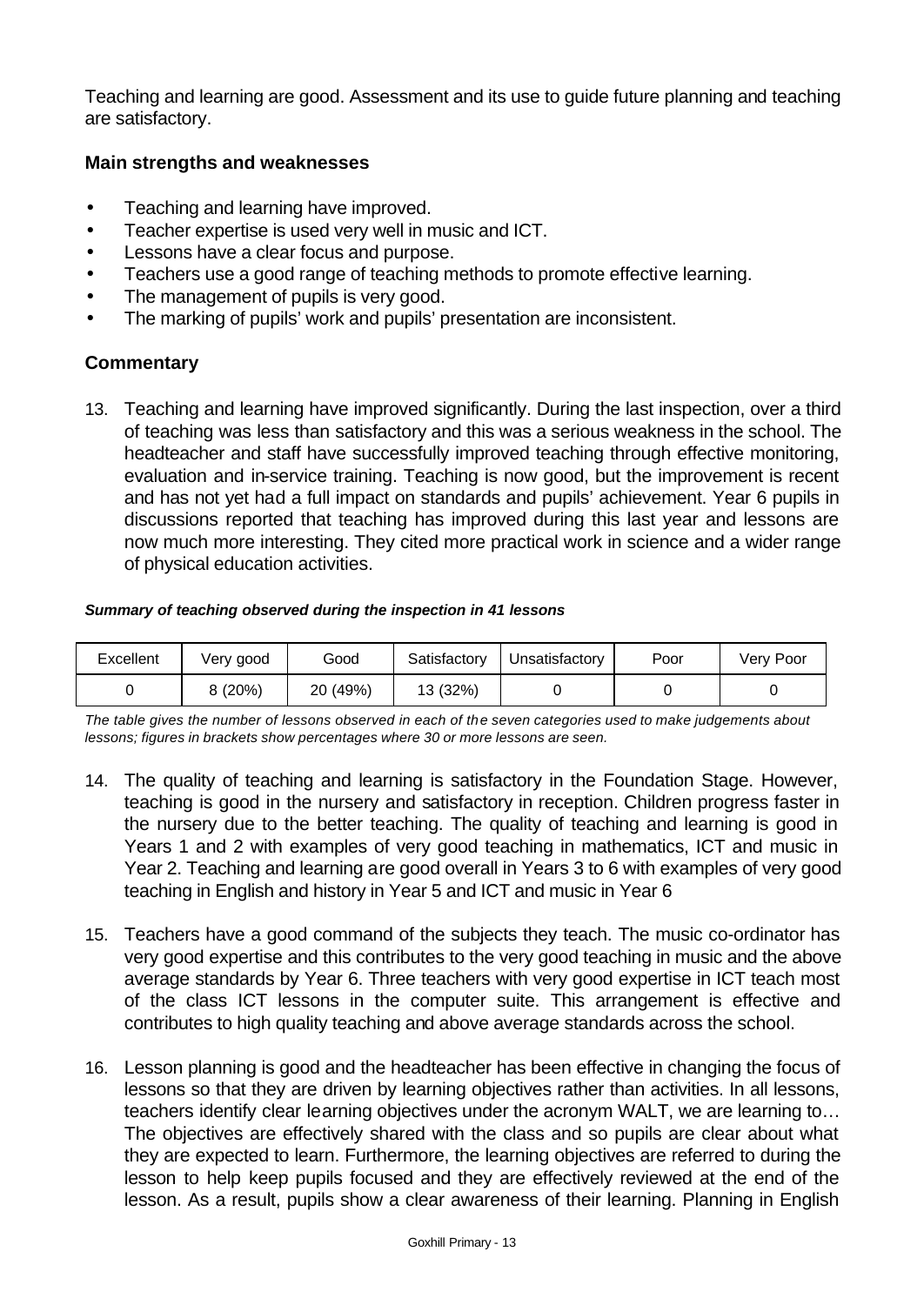Teaching and learning are good. Assessment and its use to guide future planning and teaching are satisfactory.

### Main strengths and weaknesses

- Teaching and learning have improved.
- Teacher expertise is used very well in music and ICT.
- Lessons have a clear focus and purpose.
- Teachers use a good range of teaching methods to promote effective learning.
- The management of pupils is very good.
- The marking of pupils' work and pupils' presentation are inconsistent.

### Commentary

13. Teaching and learning have improved significantly. During the last inspection, over a third of teaching was less than satisfactory and this was a serious weakness in the school. The headteacher and staff have successfully improved teaching through effective monitoring, evaluation and in-service training. Teaching is now good, but the improvement is recent and has not yet had a full impact on standards and pupils' achievement. Year 6 pupils in discussions reported that teaching has improved during this last year and lessons are now much more interesting. They cited more practical work in science and a wider range of physical education activities.

***Summary of teaching observed during the inspection in 41 lessons***

| Excellent | Very good | Good | Satisfactory | Unsatisfactory | Poor | Very Poor |
|---|---|---|---|---|---|---|
| 0 | 8 (20%) | 20 (49%) | 13 (32%) | 0 | 0 | 0 |

*The table gives the number of lessons observed in each of the seven categories used to make judgements about lessons; figures in brackets show percentages where 30 or more lessons are seen.*

14. The quality of teaching and learning is satisfactory in the Foundation Stage. However, teaching is good in the nursery and satisfactory in reception. Children progress faster in the nursery due to the better teaching. The quality of teaching and learning is good in Years 1 and 2 with examples of very good teaching in mathematics, ICT and music in Year 2. Teaching and learning are good overall in Years 3 to 6 with examples of very good teaching in English and history in Year 5 and ICT and music in Year 6

15. Teachers have a good command of the subjects they teach. The music co-ordinator has very good expertise and this contributes to the very good teaching in music and the above average standards by Year 6. Three teachers with very good expertise in ICT teach most of the class ICT lessons in the computer suite. This arrangement is effective and contributes to high quality teaching and above average standards across the school.

16. Lesson planning is good and the headteacher has been effective in changing the focus of lessons so that they are driven by learning objectives rather than activities. In all lessons, teachers identify clear learning objectives under the acronym WALT, we are learning to… The objectives are effectively shared with the class and so pupils are clear about what they are expected to learn. Furthermore, the learning objectives are referred to during the lesson to help keep pupils focused and they are effectively reviewed at the end of the lesson. As a result, pupils show a clear awareness of their learning. Planning in English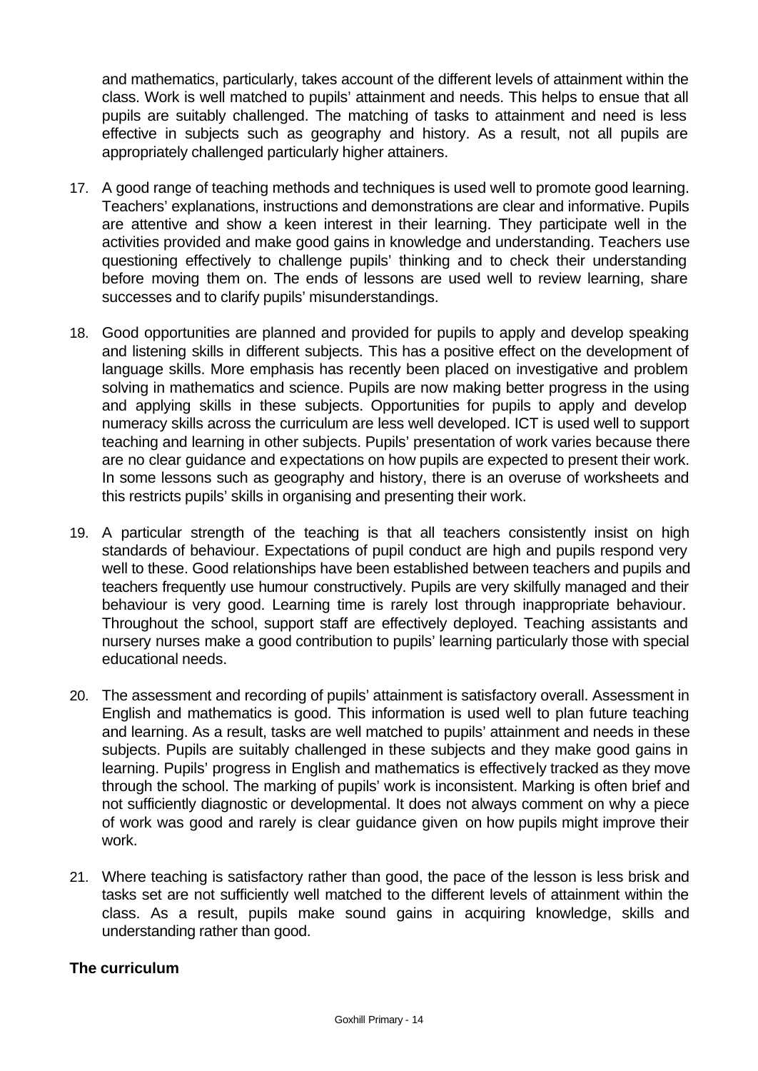and mathematics, particularly, takes account of the different levels of attainment within the class. Work is well matched to pupils' attainment and needs. This helps to ensue that all pupils are suitably challenged. The matching of tasks to attainment and need is less effective in subjects such as geography and history. As a result, not all pupils are appropriately challenged particularly higher attainers.

17. A good range of teaching methods and techniques is used well to promote good learning. Teachers' explanations, instructions and demonstrations are clear and informative. Pupils are attentive and show a keen interest in their learning. They participate well in the activities provided and make good gains in knowledge and understanding. Teachers use questioning effectively to challenge pupils' thinking and to check their understanding before moving them on. The ends of lessons are used well to review learning, share successes and to clarify pupils' misunderstandings.

18. Good opportunities are planned and provided for pupils to apply and develop speaking and listening skills in different subjects. This has a positive effect on the development of language skills. More emphasis has recently been placed on investigative and problem solving in mathematics and science. Pupils are now making better progress in the using and applying skills in these subjects. Opportunities for pupils to apply and develop numeracy skills across the curriculum are less well developed. ICT is used well to support teaching and learning in other subjects. Pupils' presentation of work varies because there are no clear guidance and expectations on how pupils are expected to present their work. In some lessons such as geography and history, there is an overuse of worksheets and this restricts pupils' skills in organising and presenting their work.

19. A particular strength of the teaching is that all teachers consistently insist on high standards of behaviour. Expectations of pupil conduct are high and pupils respond very well to these. Good relationships have been established between teachers and pupils and teachers frequently use humour constructively. Pupils are very skilfully managed and their behaviour is very good. Learning time is rarely lost through inappropriate behaviour. Throughout the school, support staff are effectively deployed. Teaching assistants and nursery nurses make a good contribution to pupils' learning particularly those with special educational needs.

20. The assessment and recording of pupils' attainment is satisfactory overall. Assessment in English and mathematics is good. This information is used well to plan future teaching and learning. As a result, tasks are well matched to pupils' attainment and needs in these subjects. Pupils are suitably challenged in these subjects and they make good gains in learning. Pupils' progress in English and mathematics is effectively tracked as they move through the school. The marking of pupils' work is inconsistent. Marking is often brief and not sufficiently diagnostic or developmental. It does not always comment on why a piece of work was good and rarely is clear guidance given on how pupils might improve their work.

21. Where teaching is satisfactory rather than good, the pace of the lesson is less brisk and tasks set are not sufficiently well matched to the different levels of attainment within the class. As a result, pupils make sound gains in acquiring knowledge, skills and understanding rather than good.

**The curriculum**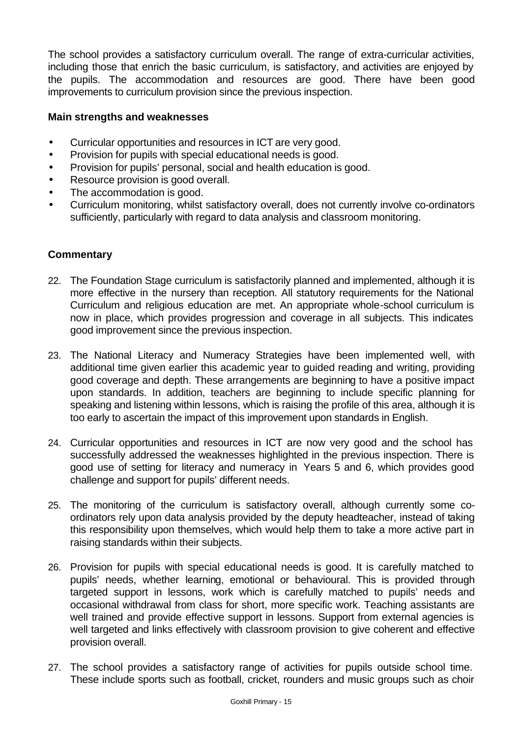The school provides a satisfactory curriculum overall. The range of extra-curricular activities, including those that enrich the basic curriculum, is satisfactory, and activities are enjoyed by the pupils. The accommodation and resources are good. There have been good improvements to curriculum provision since the previous inspection.

### Main strengths and weaknesses

- Curricular opportunities and resources in ICT are very good.
- Provision for pupils with special educational needs is good.
- Provision for pupils' personal, social and health education is good.
- Resource provision is good overall.
- The accommodation is good.
- Curriculum monitoring, whilst satisfactory overall, does not currently involve co-ordinators sufficiently, particularly with regard to data analysis and classroom monitoring.

### Commentary

22. The Foundation Stage curriculum is satisfactorily planned and implemented, although it is more effective in the nursery than reception. All statutory requirements for the National Curriculum and religious education are met. An appropriate whole-school curriculum is now in place, which provides progression and coverage in all subjects. This indicates good improvement since the previous inspection.

23. The National Literacy and Numeracy Strategies have been implemented well, with additional time given earlier this academic year to guided reading and writing, providing good coverage and depth. These arrangements are beginning to have a positive impact upon standards. In addition, teachers are beginning to include specific planning for speaking and listening within lessons, which is raising the profile of this area, although it is too early to ascertain the impact of this improvement upon standards in English.

24. Curricular opportunities and resources in ICT are now very good and the school has successfully addressed the weaknesses highlighted in the previous inspection. There is good use of setting for literacy and numeracy in Years 5 and 6, which provides good challenge and support for pupils' different needs.

25. The monitoring of the curriculum is satisfactory overall, although currently some co-ordinators rely upon data analysis provided by the deputy headteacher, instead of taking this responsibility upon themselves, which would help them to take a more active part in raising standards within their subjects.

26. Provision for pupils with special educational needs is good. It is carefully matched to pupils' needs, whether learning, emotional or behavioural. This is provided through targeted support in lessons, work which is carefully matched to pupils' needs and occasional withdrawal from class for short, more specific work. Teaching assistants are well trained and provide effective support in lessons. Support from external agencies is well targeted and links effectively with classroom provision to give coherent and effective provision overall.

27. The school provides a satisfactory range of activities for pupils outside school time. These include sports such as football, cricket, rounders and music groups such as choir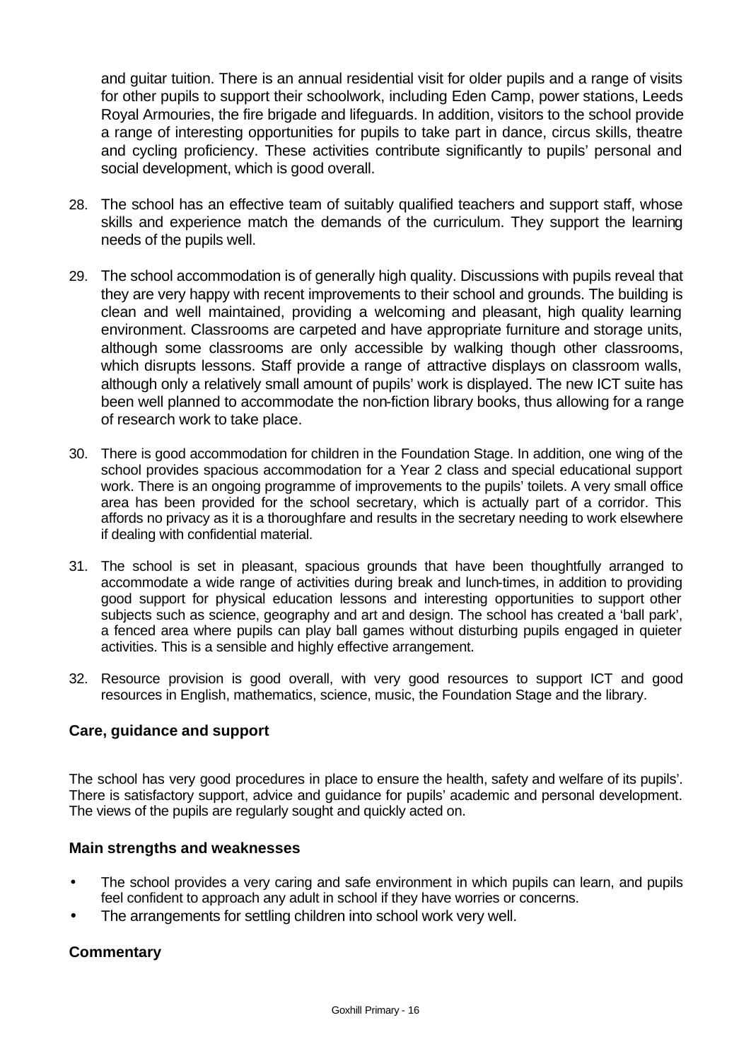and guitar tuition. There is an annual residential visit for older pupils and a range of visits for other pupils to support their schoolwork, including Eden Camp, power stations, Leeds Royal Armouries, the fire brigade and lifeguards. In addition, visitors to the school provide a range of interesting opportunities for pupils to take part in dance, circus skills, theatre and cycling proficiency. These activities contribute significantly to pupils' personal and social development, which is good overall.

28. The school has an effective team of suitably qualified teachers and support staff, whose skills and experience match the demands of the curriculum. They support the learning needs of the pupils well.

29. The school accommodation is of generally high quality. Discussions with pupils reveal that they are very happy with recent improvements to their school and grounds. The building is clean and well maintained, providing a welcoming and pleasant, high quality learning environment. Classrooms are carpeted and have appropriate furniture and storage units, although some classrooms are only accessible by walking though other classrooms, which disrupts lessons. Staff provide a range of attractive displays on classroom walls, although only a relatively small amount of pupils' work is displayed. The new ICT suite has been well planned to accommodate the non-fiction library books, thus allowing for a range of research work to take place.

30. There is good accommodation for children in the Foundation Stage. In addition, one wing of the school provides spacious accommodation for a Year 2 class and special educational support work. There is an ongoing programme of improvements to the pupils' toilets. A very small office area has been provided for the school secretary, which is actually part of a corridor. This affords no privacy as it is a thoroughfare and results in the secretary needing to work elsewhere if dealing with confidential material.

31. The school is set in pleasant, spacious grounds that have been thoughtfully arranged to accommodate a wide range of activities during break and lunch-times, in addition to providing good support for physical education lessons and interesting opportunities to support other subjects such as science, geography and art and design. The school has created a 'ball park', a fenced area where pupils can play ball games without disturbing pupils engaged in quieter activities. This is a sensible and highly effective arrangement.

32. Resource provision is good overall, with very good resources to support ICT and good resources in English, mathematics, science, music, the Foundation Stage and the library.

### Care, guidance and support

The school has very good procedures in place to ensure the health, safety and welfare of its pupils'. There is satisfactory support, advice and guidance for pupils' academic and personal development. The views of the pupils are regularly sought and quickly acted on.

### Main strengths and weaknesses

- The school provides a very caring and safe environment in which pupils can learn, and pupils feel confident to approach any adult in school if they have worries or concerns.
- The arrangements for settling children into school work very well.

### Commentary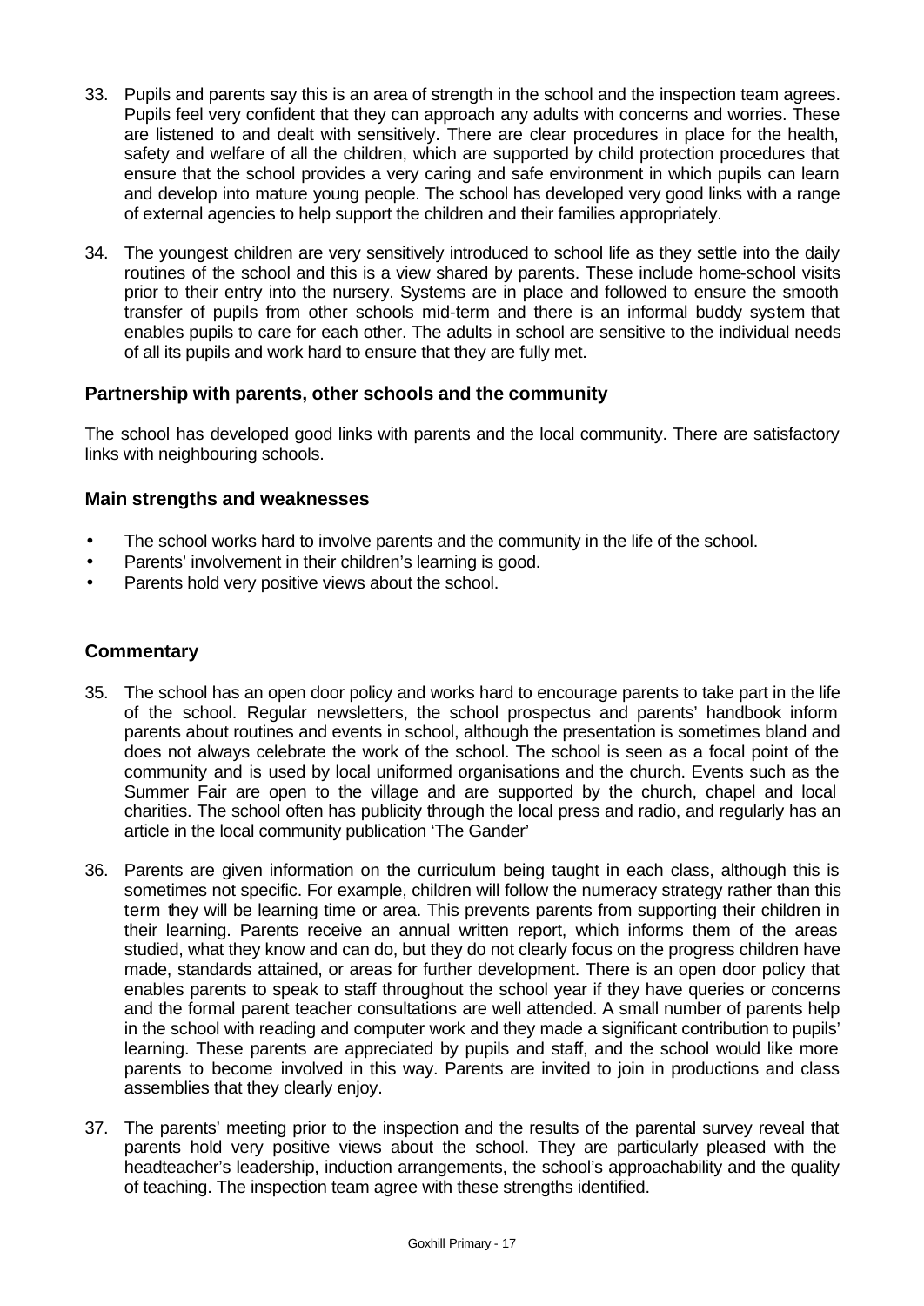33. Pupils and parents say this is an area of strength in the school and the inspection team agrees. Pupils feel very confident that they can approach any adults with concerns and worries. These are listened to and dealt with sensitively. There are clear procedures in place for the health, safety and welfare of all the children, which are supported by child protection procedures that ensure that the school provides a very caring and safe environment in which pupils can learn and develop into mature young people. The school has developed very good links with a range of external agencies to help support the children and their families appropriately.

34. The youngest children are very sensitively introduced to school life as they settle into the daily routines of the school and this is a view shared by parents. These include home-school visits prior to their entry into the nursery. Systems are in place and followed to ensure the smooth transfer of pupils from other schools mid-term and there is an informal buddy system that enables pupils to care for each other. The adults in school are sensitive to the individual needs of all its pupils and work hard to ensure that they are fully met.

### Partnership with parents, other schools and the community

The school has developed good links with parents and the local community. There are satisfactory links with neighbouring schools.

### Main strengths and weaknesses

- The school works hard to involve parents and the community in the life of the school.
- Parents' involvement in their children's learning is good.
- Parents hold very positive views about the school.

### Commentary

35. The school has an open door policy and works hard to encourage parents to take part in the life of the school. Regular newsletters, the school prospectus and parents' handbook inform parents about routines and events in school, although the presentation is sometimes bland and does not always celebrate the work of the school. The school is seen as a focal point of the community and is used by local uniformed organisations and the church. Events such as the Summer Fair are open to the village and are supported by the church, chapel and local charities. The school often has publicity through the local press and radio, and regularly has an article in the local community publication 'The Gander'

36. Parents are given information on the curriculum being taught in each class, although this is sometimes not specific. For example, children will follow the numeracy strategy rather than this term they will be learning time or area. This prevents parents from supporting their children in their learning. Parents receive an annual written report, which informs them of the areas studied, what they know and can do, but they do not clearly focus on the progress children have made, standards attained, or areas for further development. There is an open door policy that enables parents to speak to staff throughout the school year if they have queries or concerns and the formal parent teacher consultations are well attended. A small number of parents help in the school with reading and computer work and they made a significant contribution to pupils' learning. These parents are appreciated by pupils and staff, and the school would like more parents to become involved in this way. Parents are invited to join in productions and class assemblies that they clearly enjoy.

37. The parents' meeting prior to the inspection and the results of the parental survey reveal that parents hold very positive views about the school. They are particularly pleased with the headteacher's leadership, induction arrangements, the school's approachability and the quality of teaching. The inspection team agree with these strengths identified.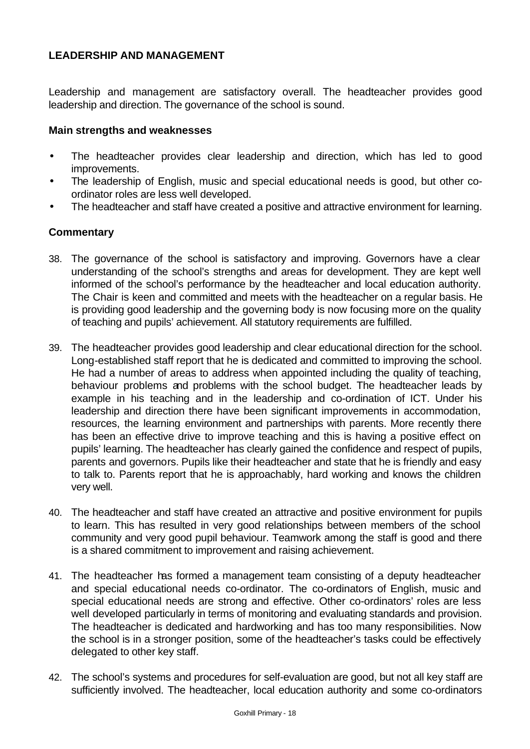## LEADERSHIP AND MANAGEMENT

Leadership and management are satisfactory overall. The headteacher provides good leadership and direction. The governance of the school is sound.

### Main strengths and weaknesses

- The headteacher provides clear leadership and direction, which has led to good improvements.
- The leadership of English, music and special educational needs is good, but other co-ordinator roles are less well developed.
- The headteacher and staff have created a positive and attractive environment for learning.

### Commentary

38. The governance of the school is satisfactory and improving. Governors have a clear understanding of the school's strengths and areas for development. They are kept well informed of the school's performance by the headteacher and local education authority. The Chair is keen and committed and meets with the headteacher on a regular basis. He is providing good leadership and the governing body is now focusing more on the quality of teaching and pupils' achievement. All statutory requirements are fulfilled.

39. The headteacher provides good leadership and clear educational direction for the school. Long-established staff report that he is dedicated and committed to improving the school. He had a number of areas to address when appointed including the quality of teaching, behaviour problems and problems with the school budget. The headteacher leads by example in his teaching and in the leadership and co-ordination of ICT. Under his leadership and direction there have been significant improvements in accommodation, resources, the learning environment and partnerships with parents. More recently there has been an effective drive to improve teaching and this is having a positive effect on pupils' learning. The headteacher has clearly gained the confidence and respect of pupils, parents and governors. Pupils like their headteacher and state that he is friendly and easy to talk to. Parents report that he is approachably, hard working and knows the children very well.

40. The headteacher and staff have created an attractive and positive environment for pupils to learn. This has resulted in very good relationships between members of the school community and very good pupil behaviour. Teamwork among the staff is good and there is a shared commitment to improvement and raising achievement.

41. The headteacher has formed a management team consisting of a deputy headteacher and special educational needs co-ordinator. The co-ordinators of English, music and special educational needs are strong and effective. Other co-ordinators' roles are less well developed particularly in terms of monitoring and evaluating standards and provision. The headteacher is dedicated and hardworking and has too many responsibilities. Now the school is in a stronger position, some of the headteacher's tasks could be effectively delegated to other key staff.

42. The school's systems and procedures for self-evaluation are good, but not all key staff are sufficiently involved. The headteacher, local education authority and some co-ordinators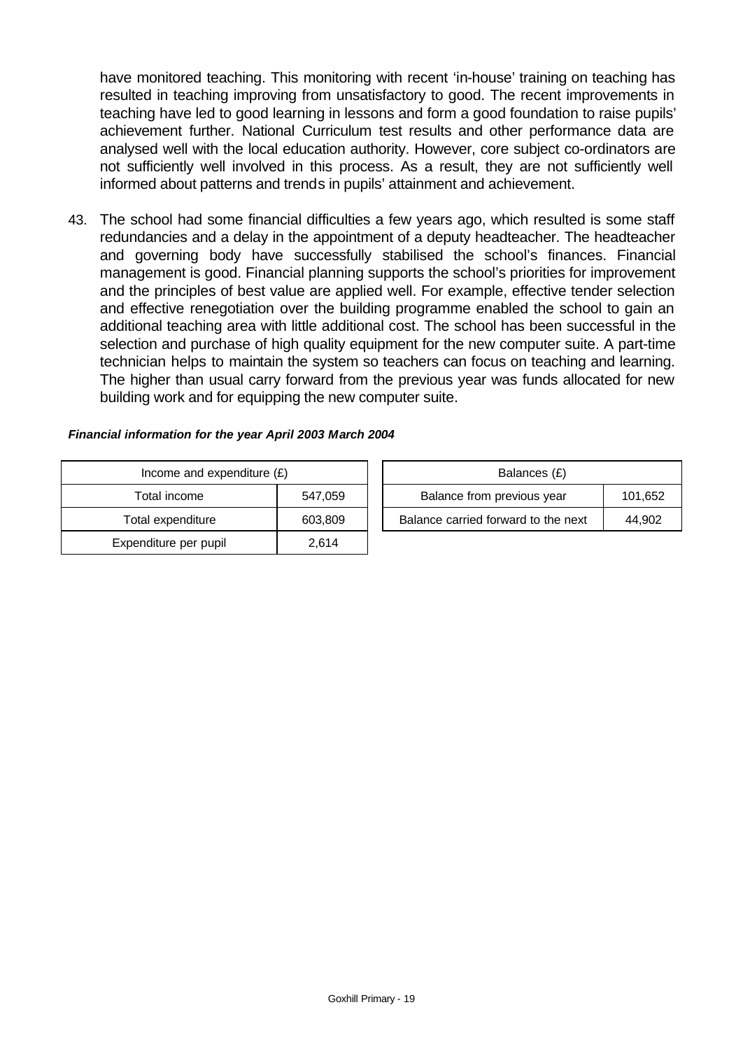have monitored teaching. This monitoring with recent 'in-house' training on teaching has resulted in teaching improving from unsatisfactory to good. The recent improvements in teaching have led to good learning in lessons and form a good foundation to raise pupils' achievement further. National Curriculum test results and other performance data are analysed well with the local education authority. However, core subject co-ordinators are not sufficiently well involved in this process. As a result, they are not sufficiently well informed about patterns and trends in pupils' attainment and achievement.

43. The school had some financial difficulties a few years ago, which resulted is some staff redundancies and a delay in the appointment of a deputy headteacher. The headteacher and governing body have successfully stabilised the school's finances. Financial management is good. Financial planning supports the school's priorities for improvement and the principles of best value are applied well. For example, effective tender selection and effective renegotiation over the building programme enabled the school to gain an additional teaching area with little additional cost. The school has been successful in the selection and purchase of high quality equipment for the new computer suite. A part-time technician helps to maintain the system so teachers can focus on teaching and learning. The higher than usual carry forward from the previous year was funds allocated for new building work and for equipping the new computer suite.

***Financial information for the year April 2003 March 2004***

| Income and expenditure (£) | |
|---|---|
| Total income | 547,059 |
| Total expenditure | 603,809 |
| Expenditure per pupil | 2,614 |

| Balances (£) | |
|---|---|
| Balance from previous year | 101,652 |
| Balance carried forward to the next | 44,902 |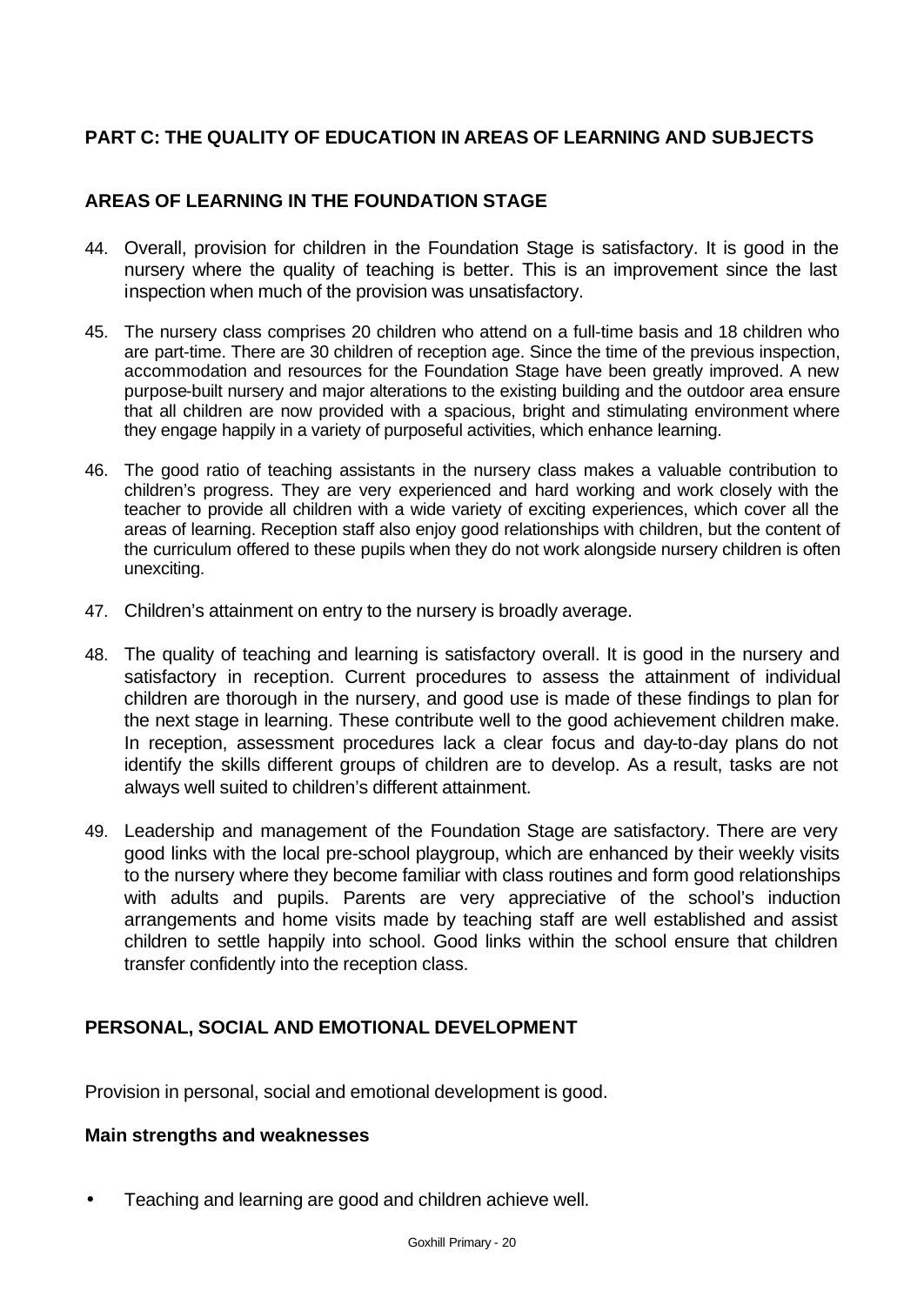## PART C: THE QUALITY OF EDUCATION IN AREAS OF LEARNING AND SUBJECTS

### AREAS OF LEARNING IN THE FOUNDATION STAGE

44. Overall, provision for children in the Foundation Stage is satisfactory. It is good in the nursery where the quality of teaching is better. This is an improvement since the last inspection when much of the provision was unsatisfactory.

45. The nursery class comprises 20 children who attend on a full-time basis and 18 children who are part-time. There are 30 children of reception age. Since the time of the previous inspection, accommodation and resources for the Foundation Stage have been greatly improved. A new purpose-built nursery and major alterations to the existing building and the outdoor area ensure that all children are now provided with a spacious, bright and stimulating environment where they engage happily in a variety of purposeful activities, which enhance learning.

46. The good ratio of teaching assistants in the nursery class makes a valuable contribution to children's progress. They are very experienced and hard working and work closely with the teacher to provide all children with a wide variety of exciting experiences, which cover all the areas of learning. Reception staff also enjoy good relationships with children, but the content of the curriculum offered to these pupils when they do not work alongside nursery children is often unexciting.

47. Children's attainment on entry to the nursery is broadly average.

48. The quality of teaching and learning is satisfactory overall. It is good in the nursery and satisfactory in reception. Current procedures to assess the attainment of individual children are thorough in the nursery, and good use is made of these findings to plan for the next stage in learning. These contribute well to the good achievement children make. In reception, assessment procedures lack a clear focus and day-to-day plans do not identify the skills different groups of children are to develop. As a result, tasks are not always well suited to children's different attainment.

49. Leadership and management of the Foundation Stage are satisfactory. There are very good links with the local pre-school playgroup, which are enhanced by their weekly visits to the nursery where they become familiar with class routines and form good relationships with adults and pupils. Parents are very appreciative of the school's induction arrangements and home visits made by teaching staff are well established and assist children to settle happily into school. Good links within the school ensure that children transfer confidently into the reception class.

### PERSONAL, SOCIAL AND EMOTIONAL DEVELOPMENT

Provision in personal, social and emotional development is good.

#### Main strengths and weaknesses

- Teaching and learning are good and children achieve well.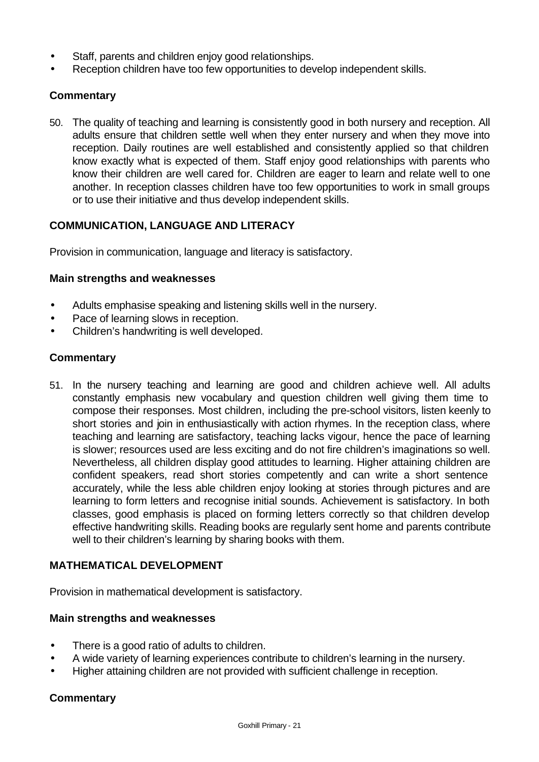- Staff, parents and children enjoy good relationships.
- Reception children have too few opportunities to develop independent skills.

### Commentary

50. The quality of teaching and learning is consistently good in both nursery and reception. All adults ensure that children settle well when they enter nursery and when they move into reception. Daily routines are well established and consistently applied so that children know exactly what is expected of them. Staff enjoy good relationships with parents who know their children are well cared for. Children are eager to learn and relate well to one another. In reception classes children have too few opportunities to work in small groups or to use their initiative and thus develop independent skills.

## COMMUNICATION, LANGUAGE AND LITERACY

Provision in communication, language and literacy is satisfactory.

### Main strengths and weaknesses

- Adults emphasise speaking and listening skills well in the nursery.
- Pace of learning slows in reception.
- Children's handwriting is well developed.

### Commentary

51. In the nursery teaching and learning are good and children achieve well. All adults constantly emphasis new vocabulary and question children well giving them time to compose their responses. Most children, including the pre-school visitors, listen keenly to short stories and join in enthusiastically with action rhymes. In the reception class, where teaching and learning are satisfactory, teaching lacks vigour, hence the pace of learning is slower; resources used are less exciting and do not fire children's imaginations so well. Nevertheless, all children display good attitudes to learning. Higher attaining children are confident speakers, read short stories competently and can write a short sentence accurately, while the less able children enjoy looking at stories through pictures and are learning to form letters and recognise initial sounds. Achievement is satisfactory. In both classes, good emphasis is placed on forming letters correctly so that children develop effective handwriting skills. Reading books are regularly sent home and parents contribute well to their children's learning by sharing books with them.

## MATHEMATICAL DEVELOPMENT

Provision in mathematical development is satisfactory.

### Main strengths and weaknesses

- There is a good ratio of adults to children.
- A wide variety of learning experiences contribute to children's learning in the nursery.
- Higher attaining children are not provided with sufficient challenge in reception.

### Commentary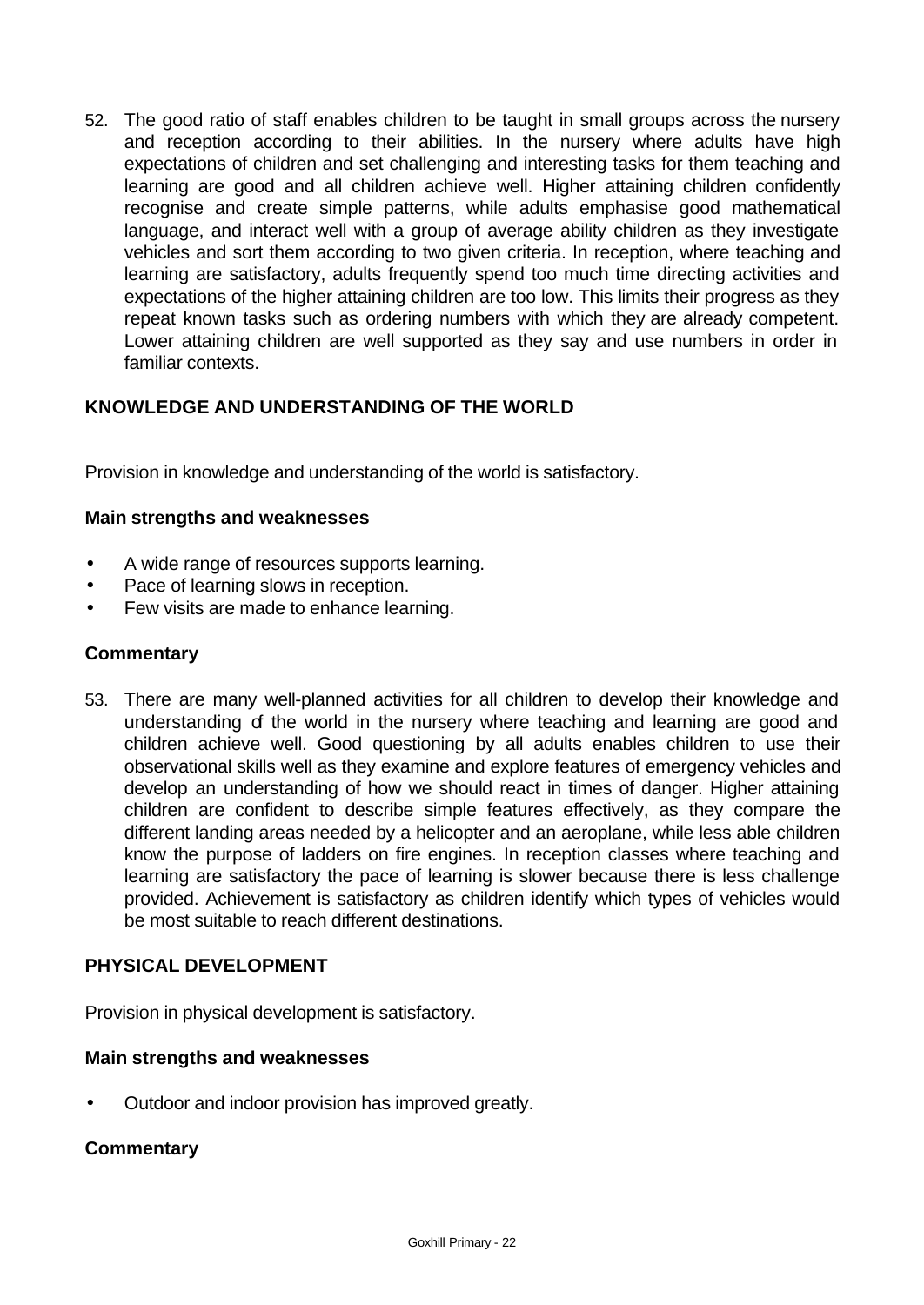52. The good ratio of staff enables children to be taught in small groups across the nursery and reception according to their abilities. In the nursery where adults have high expectations of children and set challenging and interesting tasks for them teaching and learning are good and all children achieve well. Higher attaining children confidently recognise and create simple patterns, while adults emphasise good mathematical language, and interact well with a group of average ability children as they investigate vehicles and sort them according to two given criteria. In reception, where teaching and learning are satisfactory, adults frequently spend too much time directing activities and expectations of the higher attaining children are too low. This limits their progress as they repeat known tasks such as ordering numbers with which they are already competent. Lower attaining children are well supported as they say and use numbers in order in familiar contexts.

## KNOWLEDGE AND UNDERSTANDING OF THE WORLD

Provision in knowledge and understanding of the world is satisfactory.

### Main strengths and weaknesses

- A wide range of resources supports learning.
- Pace of learning slows in reception.
- Few visits are made to enhance learning.

### Commentary

53. There are many well-planned activities for all children to develop their knowledge and understanding of the world in the nursery where teaching and learning are good and children achieve well. Good questioning by all adults enables children to use their observational skills well as they examine and explore features of emergency vehicles and develop an understanding of how we should react in times of danger. Higher attaining children are confident to describe simple features effectively, as they compare the different landing areas needed by a helicopter and an aeroplane, while less able children know the purpose of ladders on fire engines. In reception classes where teaching and learning are satisfactory the pace of learning is slower because there is less challenge provided. Achievement is satisfactory as children identify which types of vehicles would be most suitable to reach different destinations.

## PHYSICAL DEVELOPMENT

Provision in physical development is satisfactory.

### Main strengths and weaknesses

- Outdoor and indoor provision has improved greatly.

### Commentary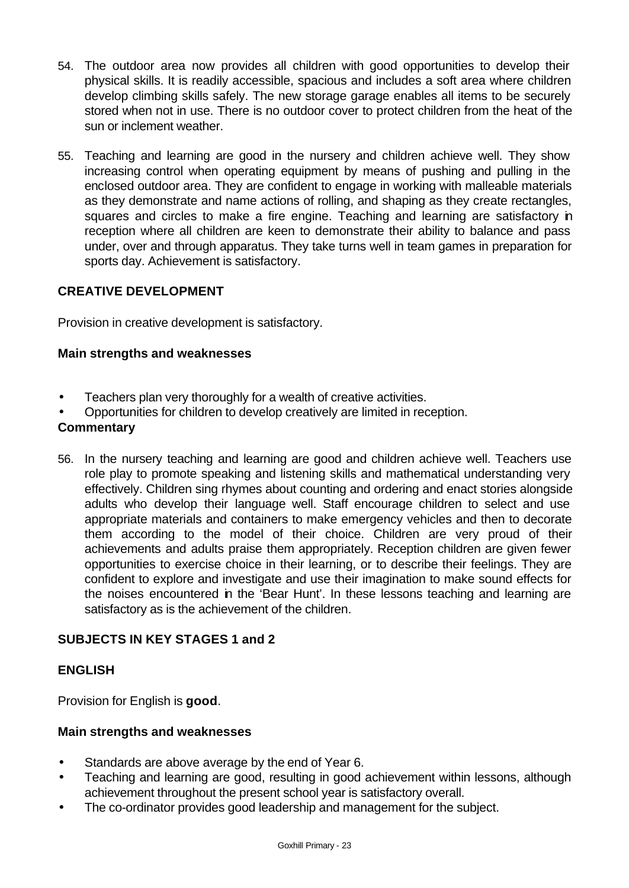54. The outdoor area now provides all children with good opportunities to develop their physical skills. It is readily accessible, spacious and includes a soft area where children develop climbing skills safely. The new storage garage enables all items to be securely stored when not in use. There is no outdoor cover to protect children from the heat of the sun or inclement weather.

55. Teaching and learning are good in the nursery and children achieve well. They show increasing control when operating equipment by means of pushing and pulling in the enclosed outdoor area. They are confident to engage in working with malleable materials as they demonstrate and name actions of rolling, and shaping as they create rectangles, squares and circles to make a fire engine. Teaching and learning are satisfactory in reception where all children are keen to demonstrate their ability to balance and pass under, over and through apparatus. They take turns well in team games in preparation for sports day. Achievement is satisfactory.

### CREATIVE DEVELOPMENT

Provision in creative development is satisfactory.

#### Main strengths and weaknesses

- Teachers plan very thoroughly for a wealth of creative activities.
- Opportunities for children to develop creatively are limited in reception.

#### Commentary

56. In the nursery teaching and learning are good and children achieve well. Teachers use role play to promote speaking and listening skills and mathematical understanding very effectively. Children sing rhymes about counting and ordering and enact stories alongside adults who develop their language well. Staff encourage children to select and use appropriate materials and containers to make emergency vehicles and then to decorate them according to the model of their choice. Children are very proud of their achievements and adults praise them appropriately. Reception children are given fewer opportunities to exercise choice in their learning, or to describe their feelings. They are confident to explore and investigate and use their imagination to make sound effects for the noises encountered in the 'Bear Hunt'. In these lessons teaching and learning are satisfactory as is the achievement of the children.

## SUBJECTS IN KEY STAGES 1 and 2

### ENGLISH

Provision for English is **good**.

#### Main strengths and weaknesses

- Standards are above average by the end of Year 6.
- Teaching and learning are good, resulting in good achievement within lessons, although achievement throughout the present school year is satisfactory overall.
- The co-ordinator provides good leadership and management for the subject.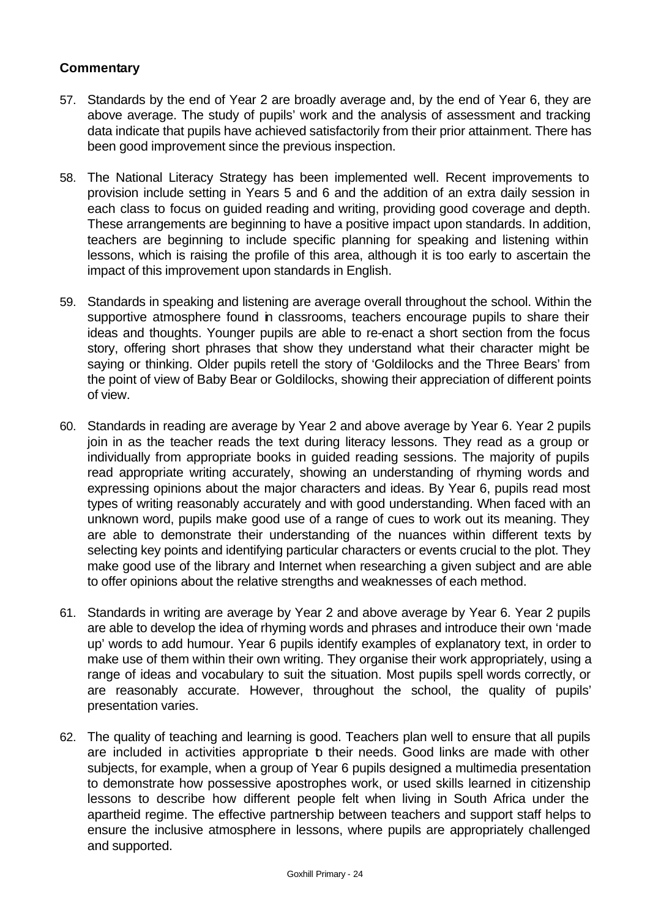### Commentary

57. Standards by the end of Year 2 are broadly average and, by the end of Year 6, they are above average. The study of pupils' work and the analysis of assessment and tracking data indicate that pupils have achieved satisfactorily from their prior attainment. There has been good improvement since the previous inspection.

58. The National Literacy Strategy has been implemented well. Recent improvements to provision include setting in Years 5 and 6 and the addition of an extra daily session in each class to focus on guided reading and writing, providing good coverage and depth. These arrangements are beginning to have a positive impact upon standards. In addition, teachers are beginning to include specific planning for speaking and listening within lessons, which is raising the profile of this area, although it is too early to ascertain the impact of this improvement upon standards in English.

59. Standards in speaking and listening are average overall throughout the school. Within the supportive atmosphere found in classrooms, teachers encourage pupils to share their ideas and thoughts. Younger pupils are able to re-enact a short section from the focus story, offering short phrases that show they understand what their character might be saying or thinking. Older pupils retell the story of 'Goldilocks and the Three Bears' from the point of view of Baby Bear or Goldilocks, showing their appreciation of different points of view.

60. Standards in reading are average by Year 2 and above average by Year 6. Year 2 pupils join in as the teacher reads the text during literacy lessons. They read as a group or individually from appropriate books in guided reading sessions. The majority of pupils read appropriate writing accurately, showing an understanding of rhyming words and expressing opinions about the major characters and ideas. By Year 6, pupils read most types of writing reasonably accurately and with good understanding. When faced with an unknown word, pupils make good use of a range of cues to work out its meaning. They are able to demonstrate their understanding of the nuances within different texts by selecting key points and identifying particular characters or events crucial to the plot. They make good use of the library and Internet when researching a given subject and are able to offer opinions about the relative strengths and weaknesses of each method.

61. Standards in writing are average by Year 2 and above average by Year 6. Year 2 pupils are able to develop the idea of rhyming words and phrases and introduce their own 'made up' words to add humour. Year 6 pupils identify examples of explanatory text, in order to make use of them within their own writing. They organise their work appropriately, using a range of ideas and vocabulary to suit the situation. Most pupils spell words correctly, or are reasonably accurate. However, throughout the school, the quality of pupils' presentation varies.

62. The quality of teaching and learning is good. Teachers plan well to ensure that all pupils are included in activities appropriate to their needs. Good links are made with other subjects, for example, when a group of Year 6 pupils designed a multimedia presentation to demonstrate how possessive apostrophes work, or used skills learned in citizenship lessons to describe how different people felt when living in South Africa under the apartheid regime. The effective partnership between teachers and support staff helps to ensure the inclusive atmosphere in lessons, where pupils are appropriately challenged and supported.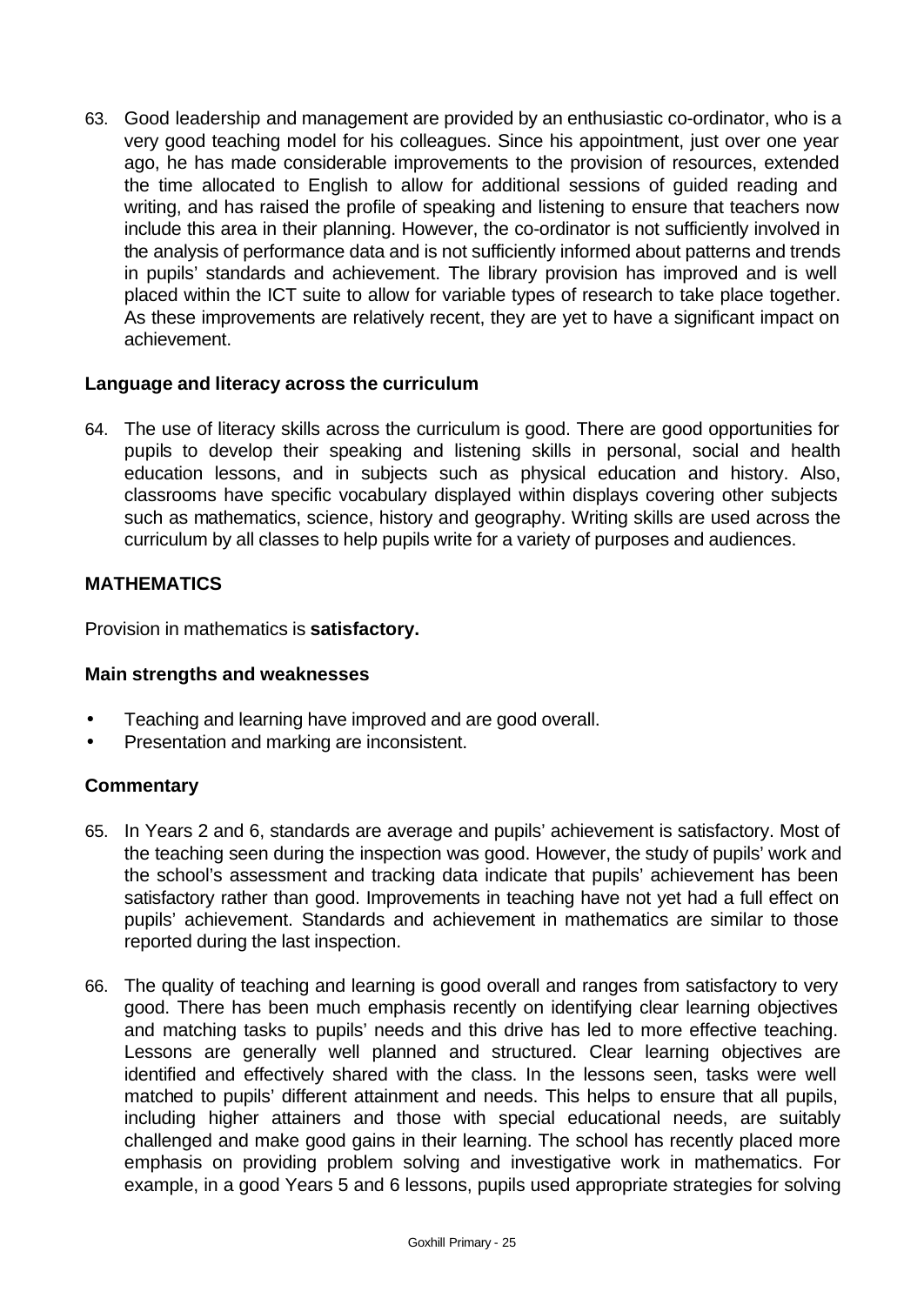63. Good leadership and management are provided by an enthusiastic co-ordinator, who is a very good teaching model for his colleagues. Since his appointment, just over one year ago, he has made considerable improvements to the provision of resources, extended the time allocated to English to allow for additional sessions of guided reading and writing, and has raised the profile of speaking and listening to ensure that teachers now include this area in their planning. However, the co-ordinator is not sufficiently involved in the analysis of performance data and is not sufficiently informed about patterns and trends in pupils' standards and achievement. The library provision has improved and is well placed within the ICT suite to allow for variable types of research to take place together. As these improvements are relatively recent, they are yet to have a significant impact on achievement.

### Language and literacy across the curriculum

64. The use of literacy skills across the curriculum is good. There are good opportunities for pupils to develop their speaking and listening skills in personal, social and health education lessons, and in subjects such as physical education and history. Also, classrooms have specific vocabulary displayed within displays covering other subjects such as mathematics, science, history and geography. Writing skills are used across the curriculum by all classes to help pupils write for a variety of purposes and audiences.

## MATHEMATICS

Provision in mathematics is **satisfactory.**

### Main strengths and weaknesses

- Teaching and learning have improved and are good overall.
- Presentation and marking are inconsistent.

### Commentary

65. In Years 2 and 6, standards are average and pupils' achievement is satisfactory. Most of the teaching seen during the inspection was good. However, the study of pupils' work and the school's assessment and tracking data indicate that pupils' achievement has been satisfactory rather than good. Improvements in teaching have not yet had a full effect on pupils' achievement. Standards and achievement in mathematics are similar to those reported during the last inspection.

66. The quality of teaching and learning is good overall and ranges from satisfactory to very good. There has been much emphasis recently on identifying clear learning objectives and matching tasks to pupils' needs and this drive has led to more effective teaching. Lessons are generally well planned and structured. Clear learning objectives are identified and effectively shared with the class. In the lessons seen, tasks were well matched to pupils' different attainment and needs. This helps to ensure that all pupils, including higher attainers and those with special educational needs, are suitably challenged and make good gains in their learning. The school has recently placed more emphasis on providing problem solving and investigative work in mathematics. For example, in a good Years 5 and 6 lessons, pupils used appropriate strategies for solving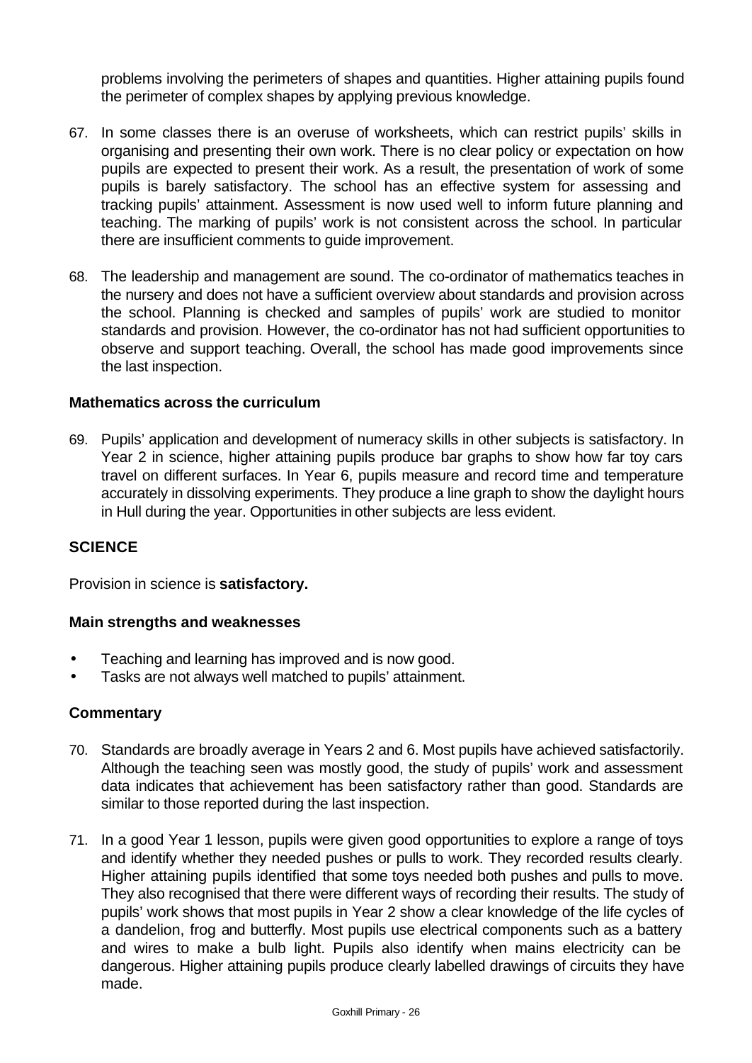problems involving the perimeters of shapes and quantities. Higher attaining pupils found the perimeter of complex shapes by applying previous knowledge.

67. In some classes there is an overuse of worksheets, which can restrict pupils' skills in organising and presenting their own work. There is no clear policy or expectation on how pupils are expected to present their work. As a result, the presentation of work of some pupils is barely satisfactory. The school has an effective system for assessing and tracking pupils' attainment. Assessment is now used well to inform future planning and teaching. The marking of pupils' work is not consistent across the school. In particular there are insufficient comments to guide improvement.

68. The leadership and management are sound. The co-ordinator of mathematics teaches in the nursery and does not have a sufficient overview about standards and provision across the school. Planning is checked and samples of pupils' work are studied to monitor standards and provision. However, the co-ordinator has not had sufficient opportunities to observe and support teaching. Overall, the school has made good improvements since the last inspection.

### Mathematics across the curriculum

69. Pupils' application and development of numeracy skills in other subjects is satisfactory. In Year 2 in science, higher attaining pupils produce bar graphs to show how far toy cars travel on different surfaces. In Year 6, pupils measure and record time and temperature accurately in dissolving experiments. They produce a line graph to show the daylight hours in Hull during the year. Opportunities in other subjects are less evident.

## SCIENCE

Provision in science is **satisfactory.**

### Main strengths and weaknesses

- Teaching and learning has improved and is now good.
- Tasks are not always well matched to pupils' attainment.

### Commentary

70. Standards are broadly average in Years 2 and 6. Most pupils have achieved satisfactorily. Although the teaching seen was mostly good, the study of pupils' work and assessment data indicates that achievement has been satisfactory rather than good. Standards are similar to those reported during the last inspection.

71. In a good Year 1 lesson, pupils were given good opportunities to explore a range of toys and identify whether they needed pushes or pulls to work. They recorded results clearly. Higher attaining pupils identified that some toys needed both pushes and pulls to move. They also recognised that there were different ways of recording their results. The study of pupils' work shows that most pupils in Year 2 show a clear knowledge of the life cycles of a dandelion, frog and butterfly. Most pupils use electrical components such as a battery and wires to make a bulb light. Pupils also identify when mains electricity can be dangerous. Higher attaining pupils produce clearly labelled drawings of circuits they have made.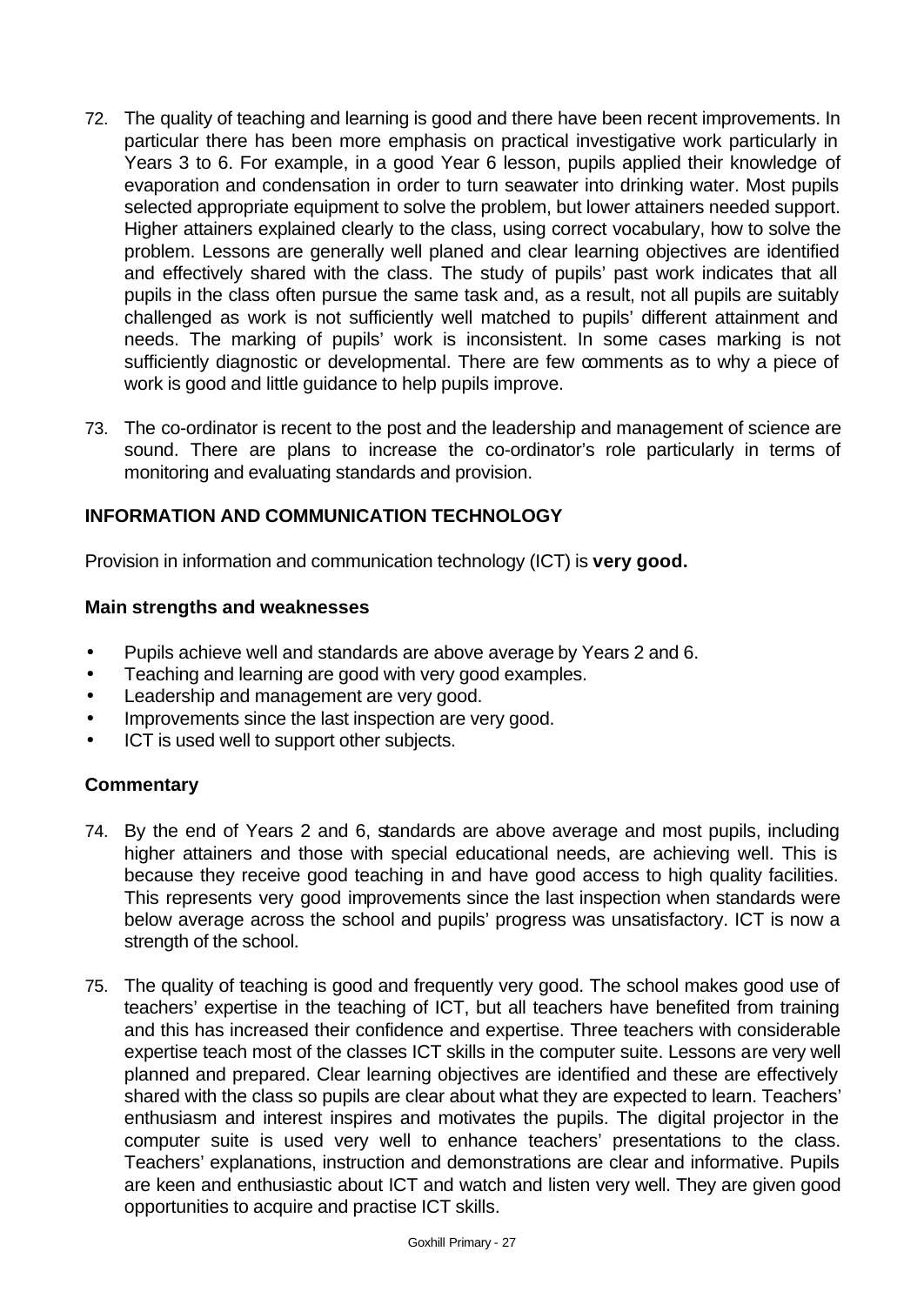72. The quality of teaching and learning is good and there have been recent improvements. In particular there has been more emphasis on practical investigative work particularly in Years 3 to 6. For example, in a good Year 6 lesson, pupils applied their knowledge of evaporation and condensation in order to turn seawater into drinking water. Most pupils selected appropriate equipment to solve the problem, but lower attainers needed support. Higher attainers explained clearly to the class, using correct vocabulary, how to solve the problem. Lessons are generally well planed and clear learning objectives are identified and effectively shared with the class. The study of pupils' past work indicates that all pupils in the class often pursue the same task and, as a result, not all pupils are suitably challenged as work is not sufficiently well matched to pupils' different attainment and needs. The marking of pupils' work is inconsistent. In some cases marking is not sufficiently diagnostic or developmental. There are few comments as to why a piece of work is good and little guidance to help pupils improve.

73. The co-ordinator is recent to the post and the leadership and management of science are sound. There are plans to increase the co-ordinator's role particularly in terms of monitoring and evaluating standards and provision.

## INFORMATION AND COMMUNICATION TECHNOLOGY

Provision in information and communication technology (ICT) is **very good.**

### Main strengths and weaknesses

- Pupils achieve well and standards are above average by Years 2 and 6.
- Teaching and learning are good with very good examples.
- Leadership and management are very good.
- Improvements since the last inspection are very good.
- ICT is used well to support other subjects.

### Commentary

74. By the end of Years 2 and 6, standards are above average and most pupils, including higher attainers and those with special educational needs, are achieving well. This is because they receive good teaching in and have good access to high quality facilities. This represents very good improvements since the last inspection when standards were below average across the school and pupils' progress was unsatisfactory. ICT is now a strength of the school.

75. The quality of teaching is good and frequently very good. The school makes good use of teachers' expertise in the teaching of ICT, but all teachers have benefited from training and this has increased their confidence and expertise. Three teachers with considerable expertise teach most of the classes ICT skills in the computer suite. Lessons are very well planned and prepared. Clear learning objectives are identified and these are effectively shared with the class so pupils are clear about what they are expected to learn. Teachers' enthusiasm and interest inspires and motivates the pupils. The digital projector in the computer suite is used very well to enhance teachers' presentations to the class. Teachers' explanations, instruction and demonstrations are clear and informative. Pupils are keen and enthusiastic about ICT and watch and listen very well. They are given good opportunities to acquire and practise ICT skills.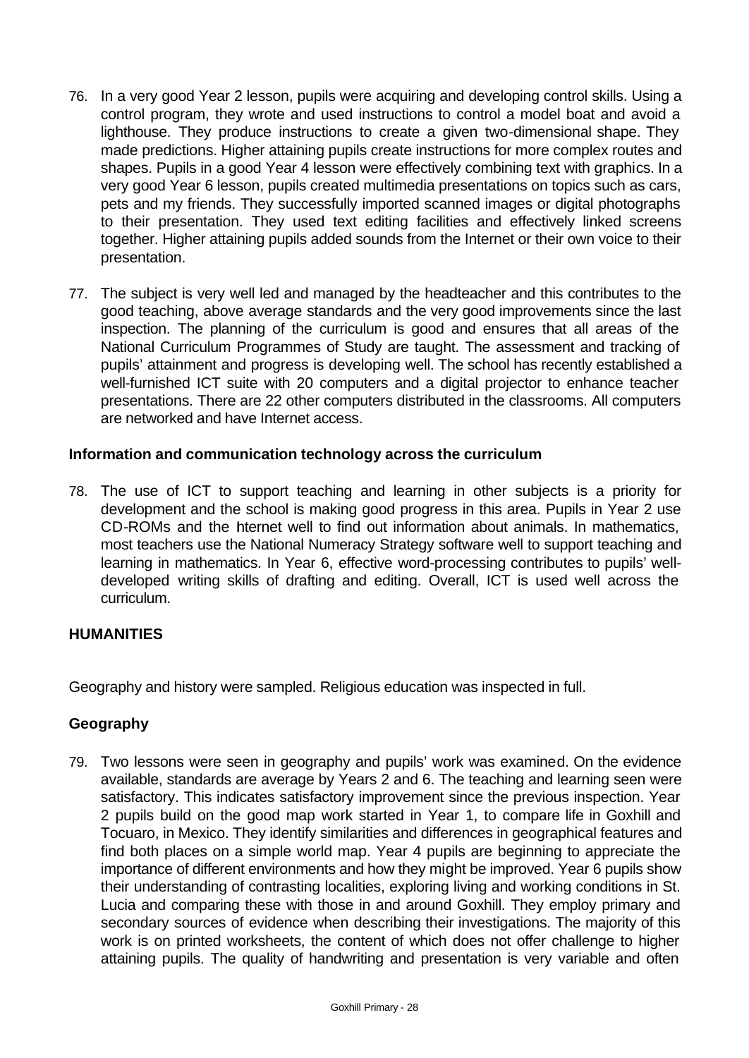76. In a very good Year 2 lesson, pupils were acquiring and developing control skills. Using a control program, they wrote and used instructions to control a model boat and avoid a lighthouse. They produce instructions to create a given two-dimensional shape. They made predictions. Higher attaining pupils create instructions for more complex routes and shapes. Pupils in a good Year 4 lesson were effectively combining text with graphics. In a very good Year 6 lesson, pupils created multimedia presentations on topics such as cars, pets and my friends. They successfully imported scanned images or digital photographs to their presentation. They used text editing facilities and effectively linked screens together. Higher attaining pupils added sounds from the Internet or their own voice to their presentation.

77. The subject is very well led and managed by the headteacher and this contributes to the good teaching, above average standards and the very good improvements since the last inspection. The planning of the curriculum is good and ensures that all areas of the National Curriculum Programmes of Study are taught. The assessment and tracking of pupils' attainment and progress is developing well. The school has recently established a well-furnished ICT suite with 20 computers and a digital projector to enhance teacher presentations. There are 22 other computers distributed in the classrooms. All computers are networked and have Internet access.

### Information and communication technology across the curriculum

78. The use of ICT to support teaching and learning in other subjects is a priority for development and the school is making good progress in this area. Pupils in Year 2 use CD-ROMs and the Internet well to find out information about animals. In mathematics, most teachers use the National Numeracy Strategy software well to support teaching and learning in mathematics. In Year 6, effective word-processing contributes to pupils' well-developed writing skills of drafting and editing. Overall, ICT is used well across the curriculum.

## HUMANITIES

Geography and history were sampled. Religious education was inspected in full.

### Geography

79. Two lessons were seen in geography and pupils' work was examined. On the evidence available, standards are average by Years 2 and 6. The teaching and learning seen were satisfactory. This indicates satisfactory improvement since the previous inspection. Year 2 pupils build on the good map work started in Year 1, to compare life in Goxhill and Tocuaro, in Mexico. They identify similarities and differences in geographical features and find both places on a simple world map. Year 4 pupils are beginning to appreciate the importance of different environments and how they might be improved. Year 6 pupils show their understanding of contrasting localities, exploring living and working conditions in St. Lucia and comparing these with those in and around Goxhill. They employ primary and secondary sources of evidence when describing their investigations. The majority of this work is on printed worksheets, the content of which does not offer challenge to higher attaining pupils. The quality of handwriting and presentation is very variable and often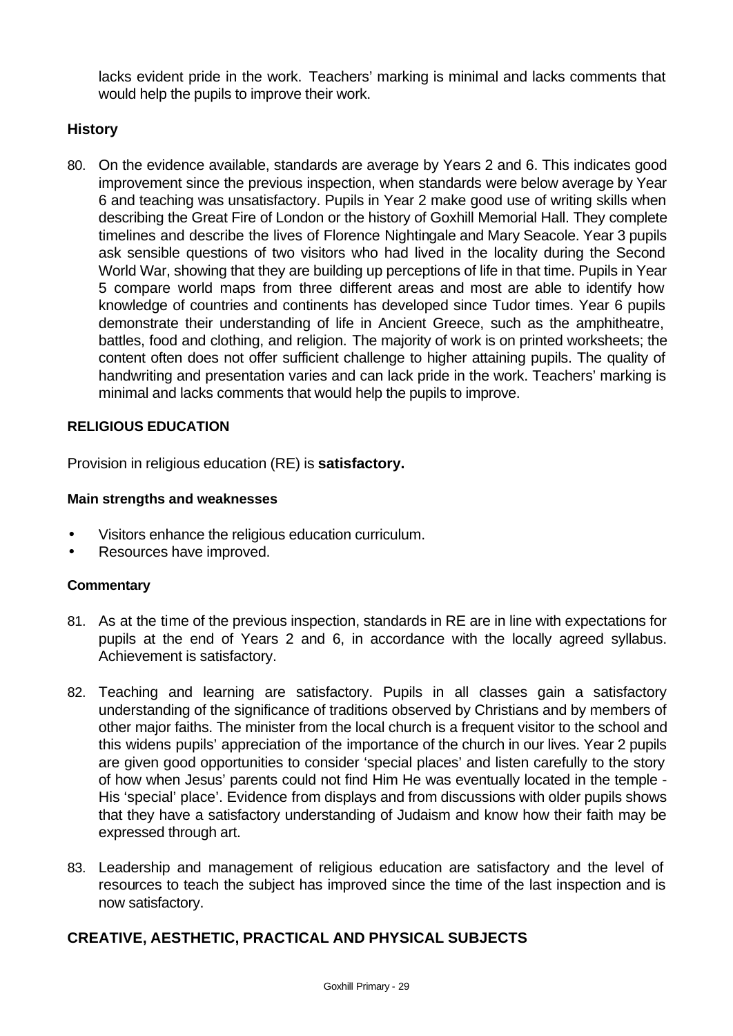lacks evident pride in the work. Teachers' marking is minimal and lacks comments that would help the pupils to improve their work.

### History

80. On the evidence available, standards are average by Years 2 and 6. This indicates good improvement since the previous inspection, when standards were below average by Year 6 and teaching was unsatisfactory. Pupils in Year 2 make good use of writing skills when describing the Great Fire of London or the history of Goxhill Memorial Hall. They complete timelines and describe the lives of Florence Nightingale and Mary Seacole. Year 3 pupils ask sensible questions of two visitors who had lived in the locality during the Second World War, showing that they are building up perceptions of life in that time. Pupils in Year 5 compare world maps from three different areas and most are able to identify how knowledge of countries and continents has developed since Tudor times. Year 6 pupils demonstrate their understanding of life in Ancient Greece, such as the amphitheatre, battles, food and clothing, and religion. The majority of work is on printed worksheets; the content often does not offer sufficient challenge to higher attaining pupils. The quality of handwriting and presentation varies and can lack pride in the work. Teachers' marking is minimal and lacks comments that would help the pupils to improve.

### RELIGIOUS EDUCATION

Provision in religious education (RE) is **satisfactory.**

#### Main strengths and weaknesses

- Visitors enhance the religious education curriculum.
- Resources have improved.

#### Commentary

81. As at the time of the previous inspection, standards in RE are in line with expectations for pupils at the end of Years 2 and 6, in accordance with the locally agreed syllabus. Achievement is satisfactory.

82. Teaching and learning are satisfactory. Pupils in all classes gain a satisfactory understanding of the significance of traditions observed by Christians and by members of other major faiths. The minister from the local church is a frequent visitor to the school and this widens pupils' appreciation of the importance of the church in our lives. Year 2 pupils are given good opportunities to consider 'special places' and listen carefully to the story of how when Jesus' parents could not find Him He was eventually located in the temple - His 'special' place'. Evidence from displays and from discussions with older pupils shows that they have a satisfactory understanding of Judaism and know how their faith may be expressed through art.

83. Leadership and management of religious education are satisfactory and the level of resources to teach the subject has improved since the time of the last inspection and is now satisfactory.

## CREATIVE, AESTHETIC, PRACTICAL AND PHYSICAL SUBJECTS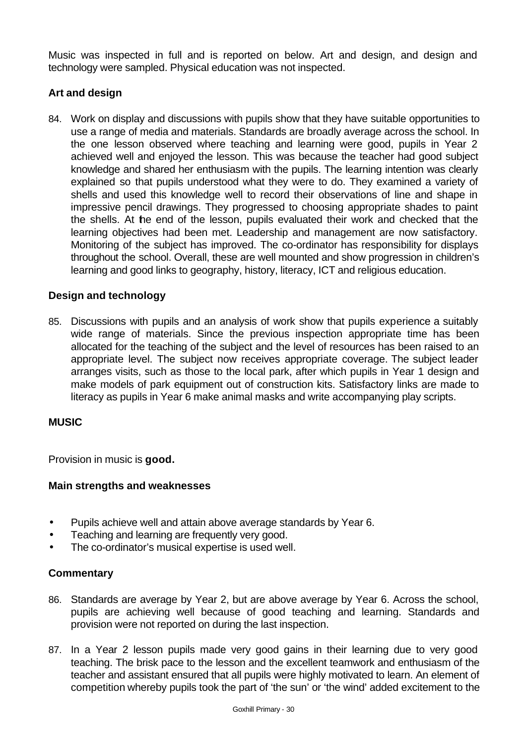Music was inspected in full and is reported on below. Art and design, and design and technology were sampled. Physical education was not inspected.

### Art and design

84. Work on display and discussions with pupils show that they have suitable opportunities to use a range of media and materials. Standards are broadly average across the school. In the one lesson observed where teaching and learning were good, pupils in Year 2 achieved well and enjoyed the lesson. This was because the teacher had good subject knowledge and shared her enthusiasm with the pupils. The learning intention was clearly explained so that pupils understood what they were to do. They examined a variety of shells and used this knowledge well to record their observations of line and shape in impressive pencil drawings. They progressed to choosing appropriate shades to paint the shells. At the end of the lesson, pupils evaluated their work and checked that the learning objectives had been met. Leadership and management are now satisfactory. Monitoring of the subject has improved. The co-ordinator has responsibility for displays throughout the school. Overall, these are well mounted and show progression in children's learning and good links to geography, history, literacy, ICT and religious education.

### Design and technology

85. Discussions with pupils and an analysis of work show that pupils experience a suitably wide range of materials. Since the previous inspection appropriate time has been allocated for the teaching of the subject and the level of resources has been raised to an appropriate level. The subject now receives appropriate coverage. The subject leader arranges visits, such as those to the local park, after which pupils in Year 1 design and make models of park equipment out of construction kits. Satisfactory links are made to literacy as pupils in Year 6 make animal masks and write accompanying play scripts.

## MUSIC

Provision in music is **good.**

### Main strengths and weaknesses

- Pupils achieve well and attain above average standards by Year 6.
- Teaching and learning are frequently very good.
- The co-ordinator's musical expertise is used well.

### Commentary

86. Standards are average by Year 2, but are above average by Year 6. Across the school, pupils are achieving well because of good teaching and learning. Standards and provision were not reported on during the last inspection.

87. In a Year 2 lesson pupils made very good gains in their learning due to very good teaching. The brisk pace to the lesson and the excellent teamwork and enthusiasm of the teacher and assistant ensured that all pupils were highly motivated to learn. An element of competition whereby pupils took the part of 'the sun' or 'the wind' added excitement to the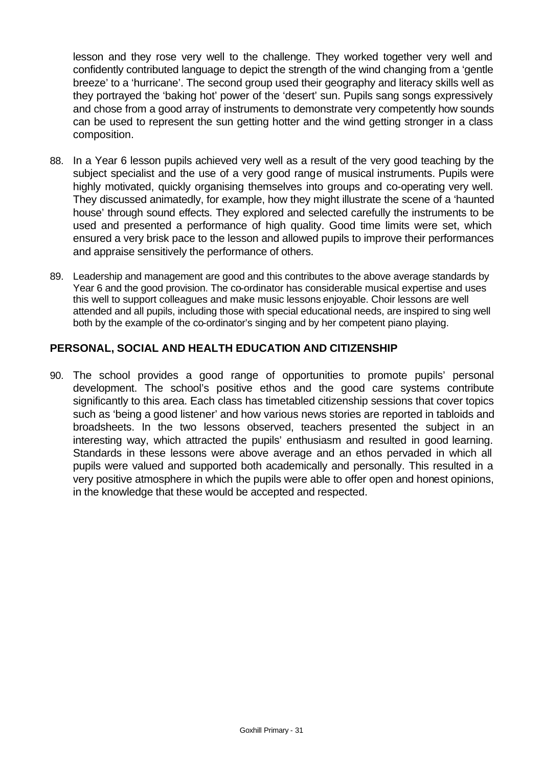lesson and they rose very well to the challenge. They worked together very well and confidently contributed language to depict the strength of the wind changing from a 'gentle breeze' to a 'hurricane'. The second group used their geography and literacy skills well as they portrayed the 'baking hot' power of the 'desert' sun. Pupils sang songs expressively and chose from a good array of instruments to demonstrate very competently how sounds can be used to represent the sun getting hotter and the wind getting stronger in a class composition.

88. In a Year 6 lesson pupils achieved very well as a result of the very good teaching by the subject specialist and the use of a very good range of musical instruments. Pupils were highly motivated, quickly organising themselves into groups and co-operating very well. They discussed animatedly, for example, how they might illustrate the scene of a 'haunted house' through sound effects. They explored and selected carefully the instruments to be used and presented a performance of high quality. Good time limits were set, which ensured a very brisk pace to the lesson and allowed pupils to improve their performances and appraise sensitively the performance of others.

89. Leadership and management are good and this contributes to the above average standards by Year 6 and the good provision. The co-ordinator has considerable musical expertise and uses this well to support colleagues and make music lessons enjoyable. Choir lessons are well attended and all pupils, including those with special educational needs, are inspired to sing well both by the example of the co-ordinator's singing and by her competent piano playing.

## PERSONAL, SOCIAL AND HEALTH EDUCATION AND CITIZENSHIP

90. The school provides a good range of opportunities to promote pupils' personal development. The school's positive ethos and the good care systems contribute significantly to this area. Each class has timetabled citizenship sessions that cover topics such as 'being a good listener' and how various news stories are reported in tabloids and broadsheets. In the two lessons observed, teachers presented the subject in an interesting way, which attracted the pupils' enthusiasm and resulted in good learning. Standards in these lessons were above average and an ethos pervaded in which all pupils were valued and supported both academically and personally. This resulted in a very positive atmosphere in which the pupils were able to offer open and honest opinions, in the knowledge that these would be accepted and respected.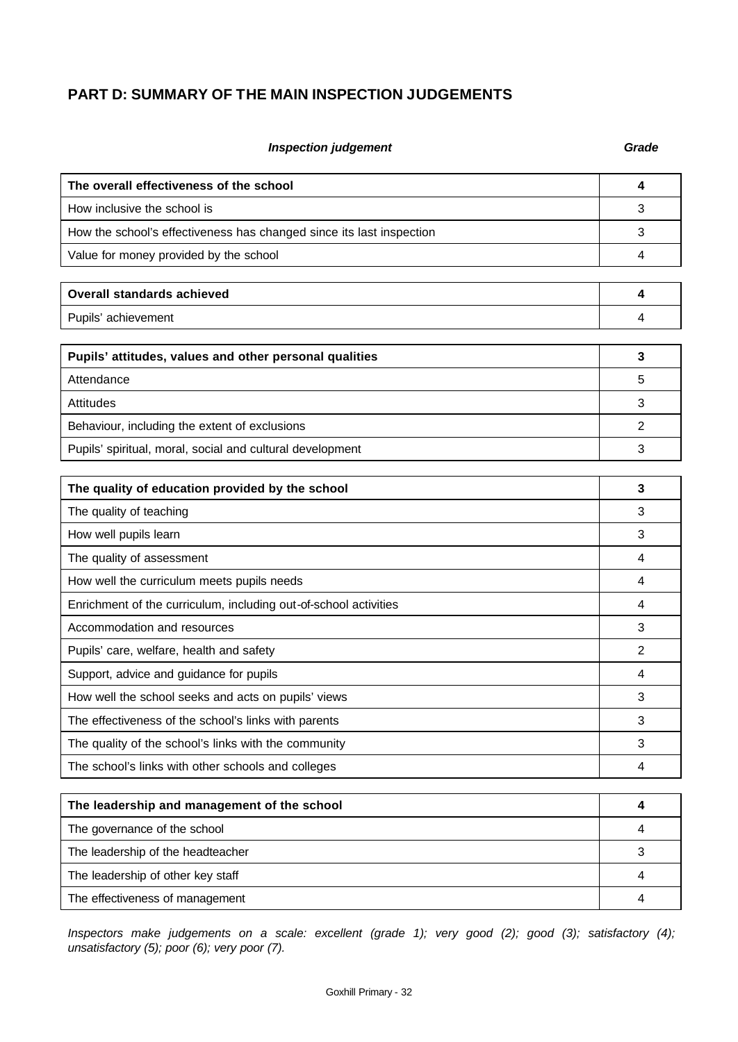## PART D: SUMMARY OF THE MAIN INSPECTION JUDGEMENTS

| *Inspection judgement* | *Grade* |
|---|---|
| **The overall effectiveness of the school** | **4** |
| How inclusive the school is | 3 |
| How the school's effectiveness has changed since its last inspection | 3 |
| Value for money provided by the school | 4 |
| **Overall standards achieved** | **4** |
| Pupils' achievement | 4 |
| **Pupils' attitudes, values and other personal qualities** | **3** |
| Attendance | 5 |
| Attitudes | 3 |
| Behaviour, including the extent of exclusions | 2 |
| Pupils' spiritual, moral, social and cultural development | 3 |
| **The quality of education provided by the school** | **3** |
| The quality of teaching | 3 |
| How well pupils learn | 3 |
| The quality of assessment | 4 |
| How well the curriculum meets pupils needs | 4 |
| Enrichment of the curriculum, including out-of-school activities | 4 |
| Accommodation and resources | 3 |
| Pupils' care, welfare, health and safety | 2 |
| Support, advice and guidance for pupils | 4 |
| How well the school seeks and acts on pupils' views | 3 |
| The effectiveness of the school's links with parents | 3 |
| The quality of the school's links with the community | 3 |
| The school's links with other schools and colleges | 4 |
| **The leadership and management of the school** | **4** |
| The governance of the school | 4 |
| The leadership of the headteacher | 3 |
| The leadership of other key staff | 4 |
| The effectiveness of management | 4 |

*Inspectors make judgements on a scale: excellent (grade 1); very good (2); good (3); satisfactory (4); unsatisfactory (5); poor (6); very poor (7).*